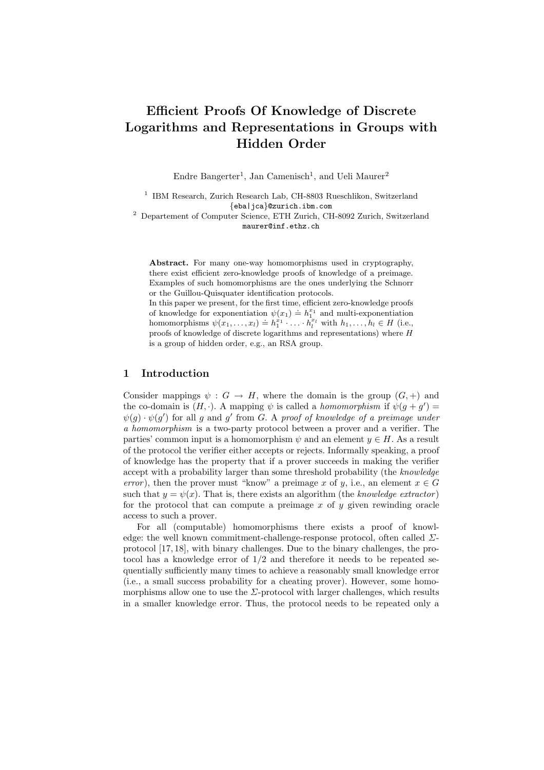# Efficient Proofs Of Knowledge of Discrete Logarithms and Representations in Groups with Hidden Order

Endre Bangerter[1], Jan Camenisch[1], and Ueli Maurer[2]

[1] IBM Research, Zurich Research Lab, CH-8803 Rueschlikon, Switzerland
{eba|jca}@zurich.ibm.com

[2] Departement of Computer Science, ETH Zurich, CH-8092 Zurich, Switzerland
maurer@inf.ethz.ch

**Abstract.** For many one-way homomorphisms used in cryptography, there exist efficient zero-knowledge proofs of knowledge of a preimage. Examples of such homomorphisms are the ones underlying the Schnorr or the Guillou-Quisquater identification protocols.

In this paper we present, for the first time, efficient zero-knowledge proofs of knowledge for exponentiation $\psi(x_1) \doteq h_1^{x_1}$ and multi-exponentiation homomorphisms $\psi(x_1, \ldots, x_l) \doteq h_1^{x_1} \cdot \ldots \cdot h_l^{x_l}$ with $h_1, \ldots, h_l \in H$ (i.e., proofs of knowledge of discrete logarithms and representations) where $H$ is a group of hidden order, e.g., an RSA group.

## 1 Introduction

Consider mappings $\psi : G \to H$, where the domain is the group $(G, +)$ and the co-domain is $(H, \cdot)$. A mapping $\psi$ is called a *homomorphism* if $\psi(g + g') = \psi(g) \cdot \psi(g')$ for all $g$ and $g'$ from $G$. A *proof of knowledge of a preimage under a homomorphism* is a two-party protocol between a prover and a verifier. The parties' common input is a homomorphism $\psi$ and an element $y \in H$. As a result of the protocol the verifier either accepts or rejects. Informally speaking, a proof of knowledge has the property that if a prover succeeds in making the verifier accept with a probability larger than some threshold probability (the *knowledge error*), then the prover must "know" a preimage $x$ of $y$, i.e., an element $x \in G$ such that $y = \psi(x)$. That is, there exists an algorithm (the *knowledge extractor*) for the protocol that can compute a preimage $x$ of $y$ given rewinding oracle access to such a prover.

For all (computable) homomorphisms there exists a proof of knowledge: the well known commitment-challenge-response protocol, often called $\Sigma$-protocol [17, 18], with binary challenges. Due to the binary challenges, the protocol has a knowledge error of 1/2 and therefore it needs to be repeated sequentially sufficiently many times to achieve a reasonably small knowledge error (i.e., a small success probability for a cheating prover). However, some homomorphisms allow one to use the $\Sigma$-protocol with larger challenges, which results in a smaller knowledge error. Thus, the protocol needs to be repeated only a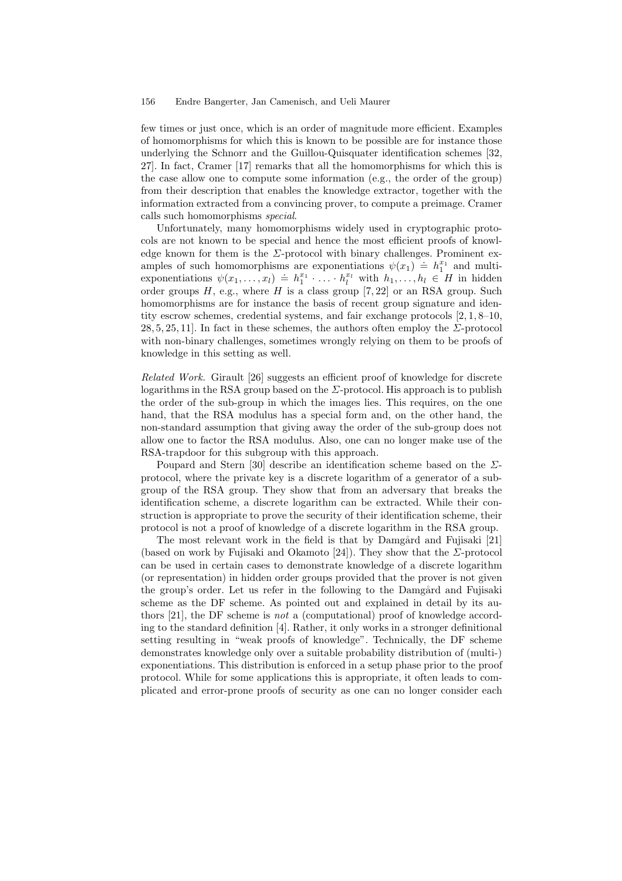few times or just once, which is an order of magnitude more efficient. Examples of homomorphisms for which this is known to be possible are for instance those underlying the Schnorr and the Guillou-Quisquater identification schemes [32, 27]. In fact, Cramer [17] remarks that all the homomorphisms for which this is the case allow one to compute some information (e.g., the order of the group) from their description that enables the knowledge extractor, together with the information extracted from a convincing prover, to compute a preimage. Cramer calls such homomorphisms *special*.

Unfortunately, many homomorphisms widely used in cryptographic protocols are not known to be special and hence the most efficient proofs of knowledge known for them is the $\Sigma$-protocol with binary challenges. Prominent examples of such homomorphisms are exponentiations $\psi(x_1) \doteq h_1^{x_1}$ and multi-exponentiations $\psi(x_1, \ldots, x_l) \doteq h_1^{x_1} \cdot \ldots \cdot h_l^{x_l}$ with $h_1, \ldots, h_l \in H$ in hidden order groups $H$, e.g., where $H$ is a class group [7, 22] or an RSA group. Such homomorphisms are for instance the basis of recent group signature and identity escrow schemes, credential systems, and fair exchange protocols [2, 1, 8–10, 28, 5, 25, 11]. In fact in these schemes, the authors often employ the $\Sigma$-protocol with non-binary challenges, sometimes wrongly relying on them to be proofs of knowledge in this setting as well.

*Related Work.* Girault [26] suggests an efficient proof of knowledge for discrete logarithms in the RSA group based on the $\Sigma$-protocol. His approach is to publish the order of the sub-group in which the images lies. This requires, on the one hand, that the RSA modulus has a special form and, on the other hand, the non-standard assumption that giving away the order of the sub-group does not allow one to factor the RSA modulus. Also, one can no longer make use of the RSA-trapdoor for this subgroup with this approach.

Poupard and Stern [30] describe an identification scheme based on the $\Sigma$-protocol, where the private key is a discrete logarithm of a generator of a subgroup of the RSA group. They show that from an adversary that breaks the identification scheme, a discrete logarithm can be extracted. While their construction is appropriate to prove the security of their identification scheme, their protocol is not a proof of knowledge of a discrete logarithm in the RSA group.

The most relevant work in the field is that by Damgård and Fujisaki [21] (based on work by Fujisaki and Okamoto [24]). They show that the $\Sigma$-protocol can be used in certain cases to demonstrate knowledge of a discrete logarithm (or representation) in hidden order groups provided that the prover is not given the group's order. Let us refer in the following to the Damgård and Fujisaki scheme as the DF scheme. As pointed out and explained in detail by its authors [21], the DF scheme is *not* a (computational) proof of knowledge according to the standard definition [4]. Rather, it only works in a stronger definitional setting resulting in "weak proofs of knowledge". Technically, the DF scheme demonstrates knowledge only over a suitable probability distribution of (multi-) exponentiations. This distribution is enforced in a setup phase prior to the proof protocol. While for some applications this is appropriate, it often leads to complicated and error-prone proofs of security as one can no longer consider each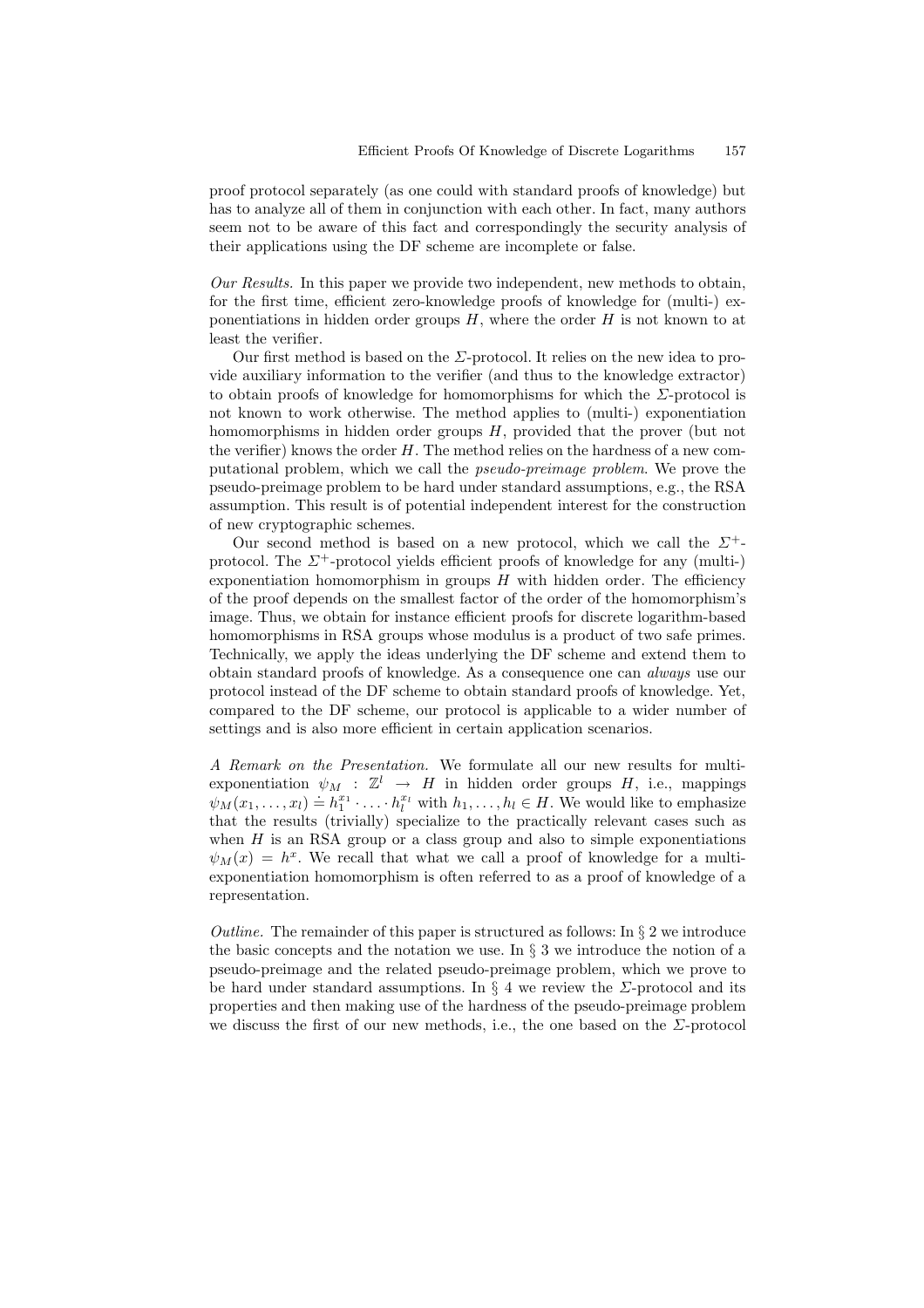proof protocol separately (as one could with standard proofs of knowledge) but has to analyze all of them in conjunction with each other. In fact, many authors seem not to be aware of this fact and correspondingly the security analysis of their applications using the DF scheme are incomplete or false.

*Our Results.* In this paper we provide two independent, new methods to obtain, for the first time, efficient zero-knowledge proofs of knowledge for (multi-) exponentiations in hidden order groups $H$, where the order $H$ is not known to at least the verifier.

Our first method is based on the $\Sigma$-protocol. It relies on the new idea to provide auxiliary information to the verifier (and thus to the knowledge extractor) to obtain proofs of knowledge for homomorphisms for which the $\Sigma$-protocol is not known to work otherwise. The method applies to (multi-) exponentiation homomorphisms in hidden order groups $H$, provided that the prover (but not the verifier) knows the order $H$. The method relies on the hardness of a new computational problem, which we call the *pseudo-preimage problem*. We prove the pseudo-preimage problem to be hard under standard assumptions, e.g., the RSA assumption. This result is of potential independent interest for the construction of new cryptographic schemes.

Our second method is based on a new protocol, which we call the $\Sigma^+$-protocol. The $\Sigma^+$-protocol yields efficient proofs of knowledge for any (multi-) exponentiation homomorphism in groups $H$ with hidden order. The efficiency of the proof depends on the smallest factor of the order of the homomorphism's image. Thus, we obtain for instance efficient proofs for discrete logarithm-based homomorphisms in RSA groups whose modulus is a product of two safe primes. Technically, we apply the ideas underlying the DF scheme and extend them to obtain standard proofs of knowledge. As a consequence one can *always* use our protocol instead of the DF scheme to obtain standard proofs of knowledge. Yet, compared to the DF scheme, our protocol is applicable to a wider number of settings and is also more efficient in certain application scenarios.

*A Remark on the Presentation.* We formulate all our new results for multi-exponentiation $\psi_M : \mathbb{Z}^l \rightarrow H$ in hidden order groups $H$, i.e., mappings $\psi_M(x_1, \ldots, x_l) \doteq h_1^{x_1} \cdot \ldots \cdot h_l^{x_l}$ with $h_1, \ldots, h_l \in H$. We would like to emphasize that the results (trivially) specialize to the practically relevant cases such as when $H$ is an RSA group or a class group and also to simple exponentiations $\psi_M(x) = h^x$. We recall that what we call a proof of knowledge for a multi-exponentiation homomorphism is often referred to as a proof of knowledge of a representation.

*Outline.* The remainder of this paper is structured as follows: In § 2 we introduce the basic concepts and the notation we use. In § 3 we introduce the notion of a pseudo-preimage and the related pseudo-preimage problem, which we prove to be hard under standard assumptions. In § 4 we review the $\Sigma$-protocol and its properties and then making use of the hardness of the pseudo-preimage problem we discuss the first of our new methods, i.e., the one based on the $\Sigma$-protocol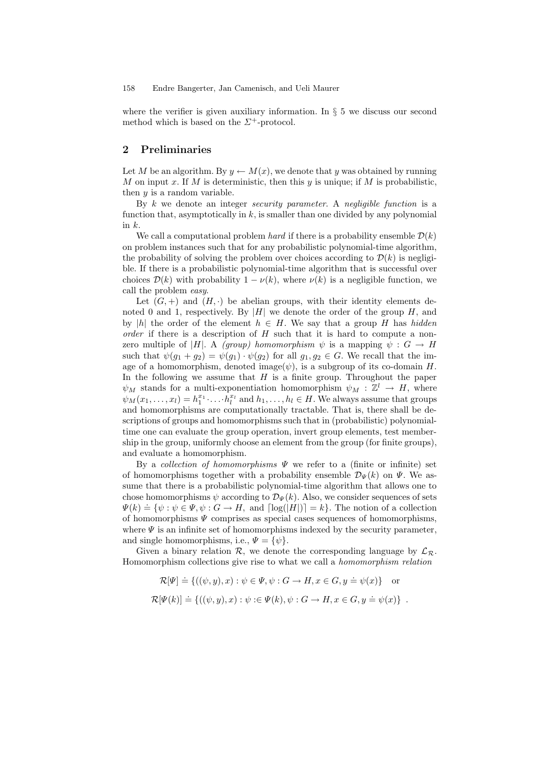where the verifier is given auxiliary information. In § 5 we discuss our second method which is based on the $\Sigma^+$-protocol.

## 2 Preliminaries

Let $M$ be an algorithm. By $y \leftarrow M(x)$, we denote that $y$ was obtained by running $M$ on input $x$. If $M$ is deterministic, then this $y$ is unique; if $M$ is probabilistic, then $y$ is a random variable.

By $k$ we denote an integer *security parameter*. A *negligible function* is a function that, asymptotically in $k$, is smaller than one divided by any polynomial in $k$.

We call a computational problem *hard* if there is a probability ensemble $\mathcal{D}(k)$ on problem instances such that for any probabilistic polynomial-time algorithm, the probability of solving the problem over choices according to $\mathcal{D}(k)$ is negligible. If there is a probabilistic polynomial-time algorithm that is successful over choices $\mathcal{D}(k)$ with probability $1 - \nu(k)$, where $\nu(k)$ is a negligible function, we call the problem *easy*.

Let $(G, +)$ and $(H, \cdot)$ be abelian groups, with their identity elements denoted 0 and 1, respectively. By $|H|$ we denote the order of the group $H$, and by $|h|$ the order of the element $h \in H$. We say that a group $H$ has *hidden order* if there is a description of $H$ such that it is hard to compute a non-zero multiple of $|H|$. A *(group) homomorphism* $\psi$ is a mapping $\psi : G \to H$ such that $\psi(g_1 + g_2) = \psi(g_1) \cdot \psi(g_2)$ for all $g_1, g_2 \in G$. We recall that the image of a homomorphism, denoted image$(\psi)$, is a subgroup of its co-domain $H$. In the following we assume that $H$ is a finite group. Throughout the paper $\psi_M$ stands for a multi-exponentiation homomorphism $\psi_M : \mathbb{Z}^l \to H$, where $\psi_M(x_1, \ldots, x_l) = h_1^{x_1} \cdot \ldots \cdot h_l^{x_l}$ and $h_1, \ldots, h_l \in H$. We always assume that groups and homomorphisms are computationally tractable. That is, there shall be descriptions of groups and homomorphisms such that in (probabilistic) polynomial-time one can evaluate the group operation, invert group elements, test membership in the group, uniformly choose an element from the group (for finite groups), and evaluate a homomorphism.

By a *collection of homomorphisms* $\Psi$ we refer to a (finite or infinite) set of homomorphisms together with a probability ensemble $\mathcal{D}_\Psi(k)$ on $\Psi$. We assume that there is a probabilistic polynomial-time algorithm that allows one to chose homomorphisms $\psi$ according to $\mathcal{D}_\Psi(k)$. Also, we consider sequences of sets $\Psi(k) \doteq \{\psi : \psi \in \Psi, \psi : G \to H, \text{ and } \lceil \log(|H|) \rceil = k\}$. The notion of a collection of homomorphisms $\Psi$ comprises as special cases sequences of homomorphisms, where $\Psi$ is an infinite set of homomorphisms indexed by the security parameter, and single homomorphisms, i.e., $\Psi = \{\psi\}$.

Given a binary relation $\mathcal{R}$, we denote the corresponding language by $\mathcal{L}_\mathcal{R}$. Homomorphism collections give rise to what we call a *homomorphism relation*

$$\mathcal{R}[\Psi] \doteq \{((\psi, y), x) : \psi \in \Psi, \psi : G \to H, x \in G, y \doteq \psi(x)\} \quad \text{or}$$

$$\mathcal{R}[\Psi(k)] \doteq \{((\psi, y), x) : \psi :\in \Psi(k), \psi : G \to H, x \in G, y \doteq \psi(x)\} \ .$$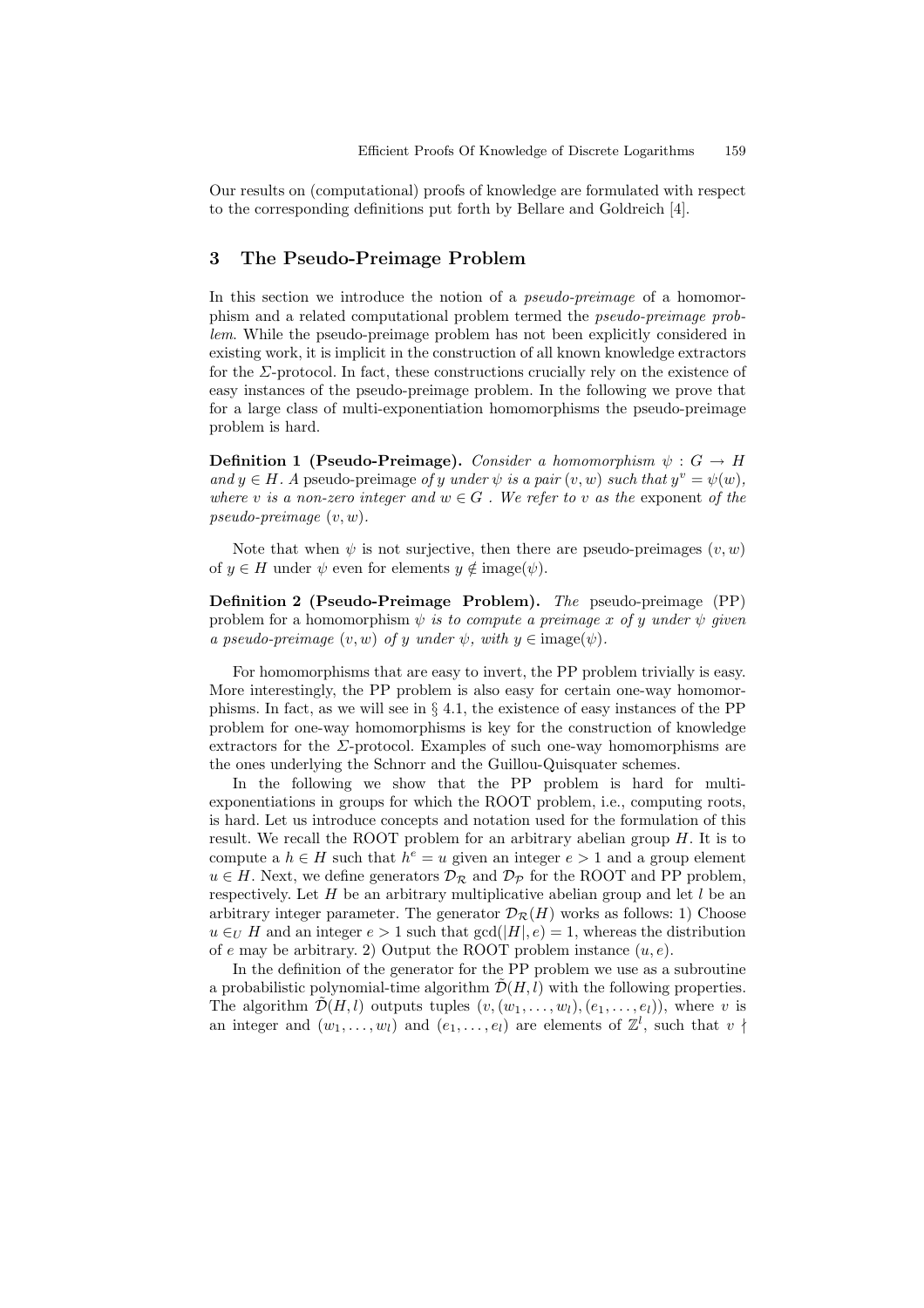Our results on (computational) proofs of knowledge are formulated with respect to the corresponding definitions put forth by Bellare and Goldreich [4].

## 3 The Pseudo-Preimage Problem

In this section we introduce the notion of a *pseudo-preimage* of a homomorphism and a related computational problem termed the *pseudo-preimage problem*. While the pseudo-preimage problem has not been explicitly considered in existing work, it is implicit in the construction of all known knowledge extractors for the $\Sigma$-protocol. In fact, these constructions crucially rely on the existence of easy instances of the pseudo-preimage problem. In the following we prove that for a large class of multi-exponentiation homomorphisms the pseudo-preimage problem is hard.

**Definition 1 (Pseudo-Preimage).** *Consider a homomorphism $\psi : G \to H$ and $y \in H$. A* pseudo-preimage *of $y$ under $\psi$ is a pair $(v, w)$ such that $y^v = \psi(w)$, where $v$ is a non-zero integer and $w \in G$ . We refer to $v$ as the* exponent *of the pseudo-preimage $(v, w)$.*

Note that when $\psi$ is not surjective, then there are pseudo-preimages $(v, w)$ of $y \in H$ under $\psi$ even for elements $y \notin \text{image}(\psi)$.

**Definition 2 (Pseudo-Preimage Problem).** *The* pseudo-preimage (PP) *problem for a homomorphism $\psi$ is to compute a preimage $x$ of $y$ under $\psi$ given a pseudo-preimage $(v, w)$ of $y$ under $\psi$, with $y \in \text{image}(\psi)$.*

For homomorphisms that are easy to invert, the PP problem trivially is easy. More interestingly, the PP problem is also easy for certain one-way homomorphisms. In fact, as we will see in § 4.1, the existence of easy instances of the PP problem for one-way homomorphisms is key for the construction of knowledge extractors for the $\Sigma$-protocol. Examples of such one-way homomorphisms are the ones underlying the Schnorr and the Guillou-Quisquater schemes.

In the following we show that the PP problem is hard for multi-exponentiations in groups for which the ROOT problem, i.e., computing roots, is hard. Let us introduce concepts and notation used for the formulation of this result. We recall the ROOT problem for an arbitrary abelian group $H$. It is to compute a $h \in H$ such that $h^e = u$ given an integer $e > 1$ and a group element $u \in H$. Next, we define generators $\mathcal{D}_{\mathcal{R}}$ and $\mathcal{D}_{\mathcal{P}}$ for the ROOT and PP problem, respectively. Let $H$ be an arbitrary multiplicative abelian group and let $l$ be an arbitrary integer parameter. The generator $\mathcal{D}_{\mathcal{R}}(H)$ works as follows: 1) Choose $u \in_U H$ and an integer $e > 1$ such that $\gcd(|H|, e) = 1$, whereas the distribution of $e$ may be arbitrary. 2) Output the ROOT problem instance $(u, e)$.

In the definition of the generator for the PP problem we use as a subroutine a probabilistic polynomial-time algorithm $\tilde{\mathcal{D}}(H, l)$ with the following properties. The algorithm $\tilde{\mathcal{D}}(H, l)$ outputs tuples $(v, (w_1, \ldots, w_l), (e_1, \ldots, e_l))$, where $v$ is an integer and $(w_1, \ldots, w_l)$ and $(e_1, \ldots, e_l)$ are elements of $\mathbb{Z}^l$, such that $v \nmid$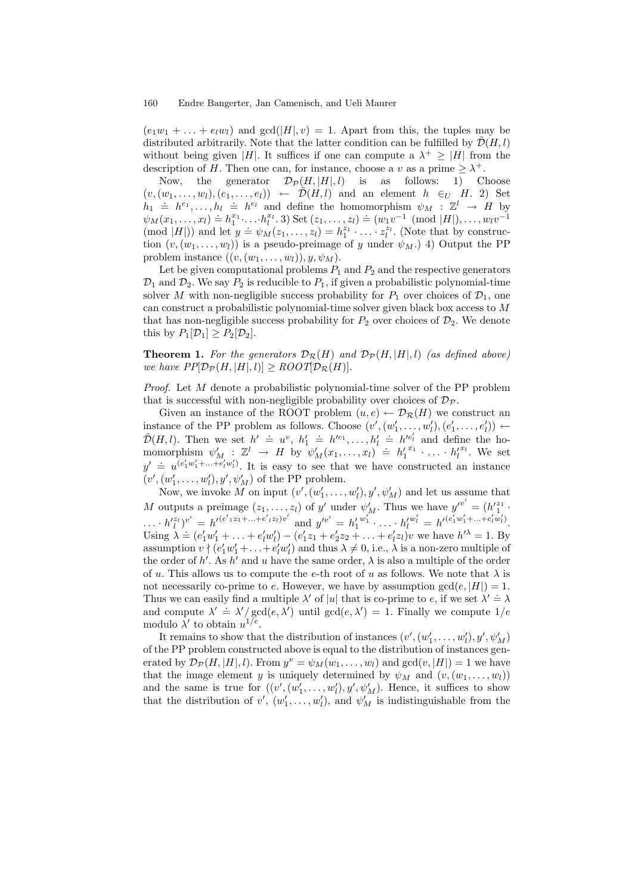$(e_1 w_1 + \ldots + e_l w_l)$ and $\gcd(|H|, v) = 1$. Apart from this, the tuples may be distributed arbitrarily. Note that the latter condition can be fulfilled by $\tilde{\mathcal{D}}(H, l)$ without being given $|H|$. It suffices if one can compute a $\lambda^+ \geq |H|$ from the description of $H$. Then one can, for instance, choose a $v$ as a prime $\geq \lambda^+$.

Now, the generator $\mathcal{D}_{\mathcal{P}}(H, |H|, l)$ is as follows: 1) Choose $(v, (w_1, \ldots, w_l), (e_1, \ldots, e_l)) \leftarrow \tilde{\mathcal{D}}(H, l)$ and an element $h \in_U H$. 2) Set $h_1 \doteq h^{e_1}, \ldots, h_l \doteq h^{e_l}$ and define the homomorphism $\psi_M : \mathbb{Z}^l \to H$ by $\psi_M(x_1, \ldots, x_l) \doteq h_1^{x_1} \cdot \ldots \cdot h_l^{x_l}$. 3) Set $(z_1, \ldots, z_l) \doteq (w_1 v^{-1} \pmod{|H|}, \ldots, w_l v^{-1} \pmod{|H|})$ and let $y \doteq \psi_M(z_1, \ldots, z_l) = h_1^{z_1} \cdot \ldots \cdot z_l^{z_l}$. (Note that by construction $(v, (w_1, \ldots, w_l))$ is a pseudo-preimage of $y$ under $\psi_M$.) 4) Output the PP problem instance $((v, (w_1, \ldots, w_l)), y, \psi_M)$.

Let be given computational problems $P_1$ and $P_2$ and the respective generators $\mathcal{D}_1$ and $\mathcal{D}_2$. We say $P_2$ is reducible to $P_1$, if given a probabilistic polynomial-time solver $M$ with non-negligible success probability for $P_1$ over choices of $\mathcal{D}_1$, one can construct a probabilistic polynomial-time solver given black box access to $M$ that has non-negligible success probability for $P_2$ over choices of $\mathcal{D}_2$. We denote this by $P_1[\mathcal{D}_1] \geq P_2[\mathcal{D}_2]$.

**Theorem 1.** *For the generators $\mathcal{D}_{\mathcal{R}}(H)$ and $\mathcal{D}_{\mathcal{P}}(H, |H|, l)$ (as defined above) we have $PP[\mathcal{D}_{\mathcal{P}}(H, |H|, l)] \geq ROOT[\mathcal{D}_{\mathcal{R}}(H)]$.*

*Proof.* Let $M$ denote a probabilistic polynomial-time solver of the PP problem that is successful with non-negligible probability over choices of $\mathcal{D}_{\mathcal{P}}$.

Given an instance of the ROOT problem $(u, e) \leftarrow \mathcal{D}_{\mathcal{R}}(H)$ we construct an instance of the PP problem as follows. Choose $(v', (w'_1, \ldots, w'_l), (e'_1, \ldots, e'_l)) \leftarrow \tilde{\mathcal{D}}(H, l)$. Then we set $h' \doteq u^v$, $h'_1 \doteq h'^{e_1}, \ldots, h'_l \doteq h'^{e'_l}$ and define the homomorphism $\psi'_M : \mathbb{Z}^l \to H$ by $\psi'_M(x_1, \ldots, x_l) \doteq h'^{x_1}_1 \cdot \ldots \cdot h'^{x_l}_l$. We set $y' \doteq u^{(e'_1 w'_1 + \ldots + e'_l w'_l)}$. It is easy to see that we have constructed an instance $(v', (w'_1, \ldots, w'_l), y', \psi'_M)$ of the PP problem.

Now, we invoke $M$ on input $(v', (w'_1, \ldots, w'_l), y', \psi'_M)$ and let us assume that $M$ outputs a preimage $(z_1, \ldots, z_l)$ of $y'$ under $\psi'_M$. Thus we have $y'^{v'} = (h'^{z_1}_1 \cdot \ldots \cdot h'^{z_l}_l)^{v'} = h'^{(e'_1 z_1 + \ldots + e'_l z_l)v'}$ and $y'^{v'} = h'^{w'_1}_1 \cdot \ldots \cdot h'^{w'_l}_l = h'^{(e'_1 w'_1 + \ldots + e'_l w'_l)}$. Using $\lambda \doteq (e'_1 w'_1 + \ldots + e'_l w'_l) - (e'_1 z_1 + e'_2 z_2 + \ldots + e'_l z_l)v$ we have $h'^{\lambda} = 1$. By assumption $v \nmid (e'_1 w'_1 + \ldots + e'_l w'_l)$ and thus $\lambda \neq 0$, i.e., $\lambda$ is a non-zero multiple of the order of $h'$. As $h'$ and $u$ have the same order, $\lambda$ is also a multiple of the order of $u$. This allows us to compute the $e$-th root of $u$ as follows. We note that $\lambda$ is not necessarily co-prime to $e$. However, we have by assumption $\gcd(e, |H|) = 1$. Thus we can easily find a multiple $\lambda'$ of $|u|$ that is co-prime to $e$, if we set $\lambda' \doteq \lambda$ and compute $\lambda' \doteq \lambda' / \gcd(e, \lambda')$ until $\gcd(e, \lambda') = 1$. Finally we compute $1/e$ modulo $\lambda'$ to obtain $u^{1/e}$.

It remains to show that the distribution of instances $(v', (w'_1, \ldots, w'_l), y', \psi'_M)$ of the PP problem constructed above is equal to the distribution of instances generated by $\mathcal{D}_{\mathcal{P}}(H, |H|, l)$. From $y^v = \psi_M(w_1, \ldots, w_l)$ and $\gcd(v, |H|) = 1$ we have that the image element $y$ is uniquely determined by $\psi_M$ and $(v, (w_1, \ldots, w_l))$ and the same is true for $((v', (w'_1, \ldots, w'_l), y', \psi'_M)$. Hence, it suffices to show that the distribution of $v'$, $(w'_1, \ldots, w'_l)$, and $\psi'_M$ is indistinguishable from the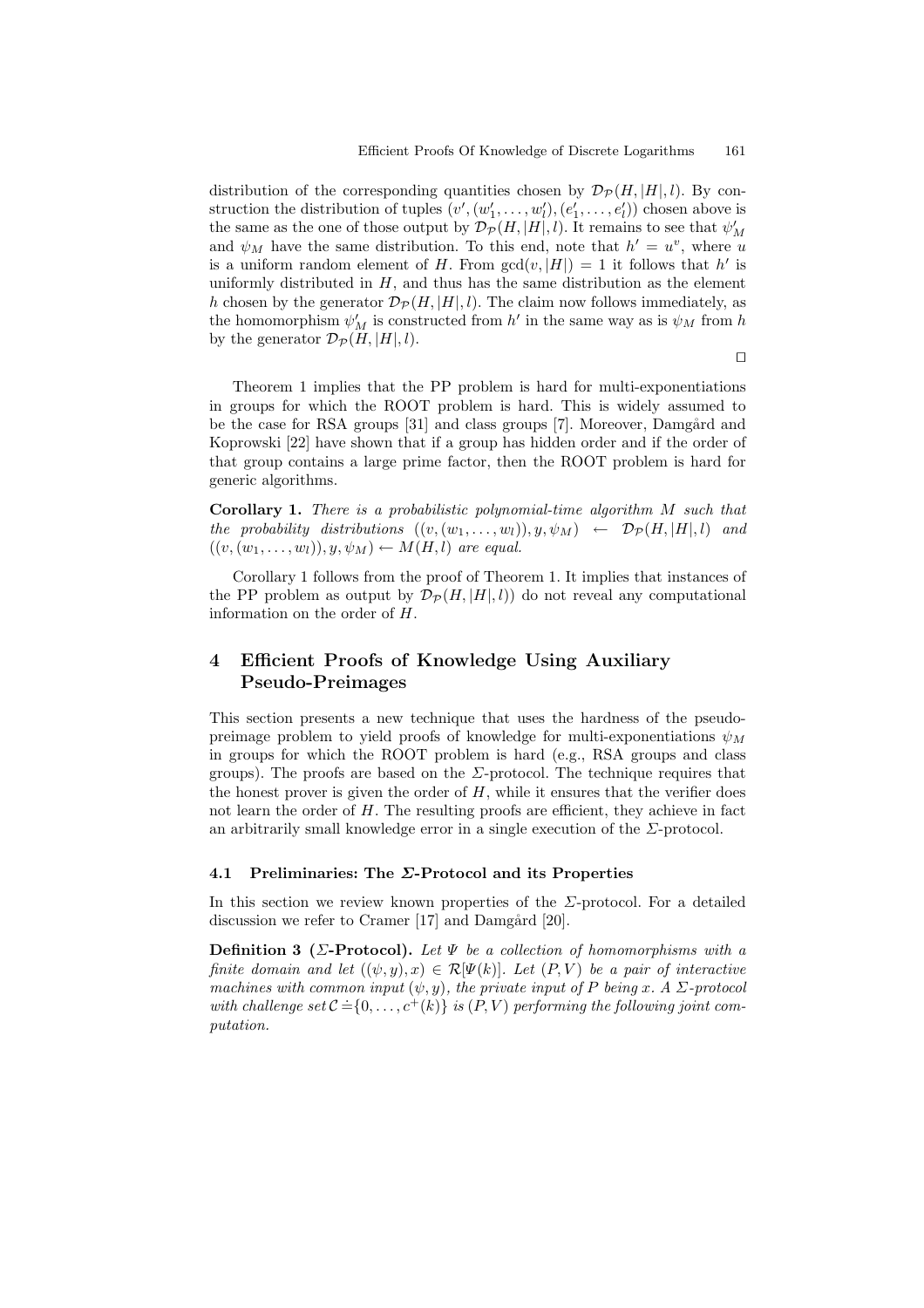distribution of the corresponding quantities chosen by $\mathcal{D}_\mathcal{P}(H, |H|, l)$. By construction the distribution of tuples $(v', (w'_1, \ldots, w'_l), (e'_1, \ldots, e'_l))$ chosen above is the same as the one of those output by $\mathcal{D}_\mathcal{P}(H, |H|, l)$. It remains to see that $\psi'_M$ and $\psi_M$ have the same distribution. To this end, note that $h' = u^v$, where $u$ is a uniform random element of $H$. From $\gcd(v, |H|) = 1$ it follows that $h'$ is uniformly distributed in $H$, and thus has the same distribution as the element $h$ chosen by the generator $\mathcal{D}_\mathcal{P}(H, |H|, l)$. The claim now follows immediately, as the homomorphism $\psi'_M$ is constructed from $h'$ in the same way as is $\psi_M$ from $h$ by the generator $\mathcal{D}_\mathcal{P}(H, |H|, l)$.

□

Theorem 1 implies that the PP problem is hard for multi-exponentiations in groups for which the ROOT problem is hard. This is widely assumed to be the case for RSA groups [31] and class groups [7]. Moreover, Damgård and Koprowski [22] have shown that if a group has hidden order and if the order of that group contains a large prime factor, then the ROOT problem is hard for generic algorithms.

**Corollary 1.** *There is a probabilistic polynomial-time algorithm $M$ such that the probability distributions $((v, (w_1, \ldots, w_l)), y, \psi_M) \leftarrow \mathcal{D}_\mathcal{P}(H, |H|, l)$ and $((v, (w_1, \ldots, w_l)), y, \psi_M) \leftarrow M(H, l)$ are equal.*

Corollary 1 follows from the proof of Theorem 1. It implies that instances of the PP problem as output by $\mathcal{D}_\mathcal{P}(H, |H|, l))$ do not reveal any computational information on the order of $H$.

## 4 Efficient Proofs of Knowledge Using Auxiliary Pseudo-Preimages

This section presents a new technique that uses the hardness of the pseudo-preimage problem to yield proofs of knowledge for multi-exponentiations $\psi_M$ in groups for which the ROOT problem is hard (e.g., RSA groups and class groups). The proofs are based on the $\Sigma$-protocol. The technique requires that the honest prover is given the order of $H$, while it ensures that the verifier does not learn the order of $H$. The resulting proofs are efficient, they achieve in fact an arbitrarily small knowledge error in a single execution of the $\Sigma$-protocol.

### 4.1 Preliminaries: The $\Sigma$-Protocol and its Properties

In this section we review known properties of the $\Sigma$-protocol. For a detailed discussion we refer to Cramer [17] and Damgård [20].

**Definition 3 ($\Sigma$-Protocol).** *Let $\Psi$ be a collection of homomorphisms with a finite domain and let $((\psi, y), x) \in \mathcal{R}[\Psi(k)]$. Let $(P, V)$ be a pair of interactive machines with common input $(\psi, y)$, the private input of $P$ being $x$. A $\Sigma$-protocol with challenge set $\mathcal{C} \doteq \{0, \ldots, c^+(k)\}$ is $(P, V)$ performing the following joint computation.*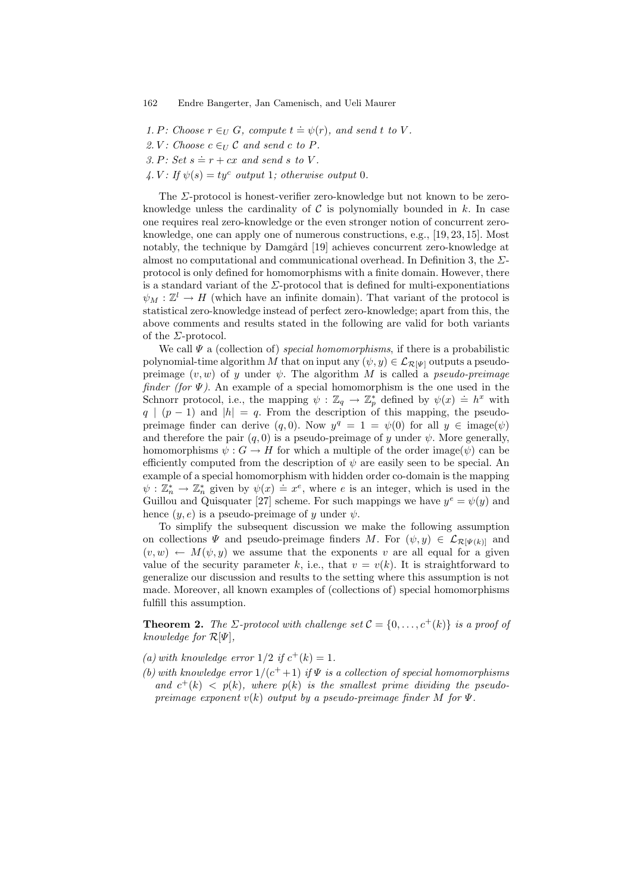1. *P: Choose* $r \in_U G$*, compute* $t \doteq \psi(r)$*, and send* $t$ *to* $V$*.*
2. *V: Choose* $c \in_U \mathcal{C}$ *and send* $c$ *to* $P$*.*
3. *P: Set* $s \doteq r + cx$ *and send* $s$ *to* $V$*.*
4. *V: If* $\psi(s) = ty^c$ *output* 1*; otherwise output* 0*.*

The $\Sigma$-protocol is honest-verifier zero-knowledge but not known to be zero-knowledge unless the cardinality of $\mathcal{C}$ is polynomially bounded in $k$. In case one requires real zero-knowledge or the even stronger notion of concurrent zero-knowledge, one can apply one of numerous constructions, e.g., [19, 23, 15]. Most notably, the technique by Damgård [19] achieves concurrent zero-knowledge at almost no computational and communicational overhead. In Definition 3, the $\Sigma$-protocol is only defined for homomorphisms with a finite domain. However, there is a standard variant of the $\Sigma$-protocol that is defined for multi-exponentiations $\psi_M : \mathbb{Z}^l \to H$ (which have an infinite domain). That variant of the protocol is statistical zero-knowledge instead of perfect zero-knowledge; apart from this, the above comments and results stated in the following are valid for both variants of the $\Sigma$-protocol.

We call $\Psi$ a (collection of) *special homomorphisms*, if there is a probabilistic polynomial-time algorithm $M$ that on input any $(\psi, y) \in \mathcal{L}_{\mathcal{R}[\Psi]}$ outputs a pseudo-preimage $(v, w)$ of $y$ under $\psi$. The algorithm $M$ is called a *pseudo-preimage finder (for* $\Psi$*)*. An example of a special homomorphism is the one used in the Schnorr protocol, i.e., the mapping $\psi : \mathbb{Z}_q \to \mathbb{Z}_p^*$ defined by $\psi(x) \doteq h^x$ with $q \mid (p-1)$ and $|h| = q$. From the description of this mapping, the pseudo-preimage finder can derive $(q, 0)$. Now $y^q = 1 = \psi(0)$ for all $y \in \text{image}(\psi)$ and therefore the pair $(q, 0)$ is a pseudo-preimage of $y$ under $\psi$. More generally, homomorphisms $\psi : G \to H$ for which a multiple of the order image($\psi$) can be efficiently computed from the description of $\psi$ are easily seen to be special. An example of a special homomorphism with hidden order co-domain is the mapping $\psi : \mathbb{Z}_n^* \to \mathbb{Z}_n^*$ given by $\psi(x) \doteq x^e$, where $e$ is an integer, which is used in the Guillou and Quisquater [27] scheme. For such mappings we have $y^e = \psi(y)$ and hence $(y, e)$ is a pseudo-preimage of $y$ under $\psi$.

To simplify the subsequent discussion we make the following assumption on collections $\Psi$ and pseudo-preimage finders $M$. For $(\psi, y) \in \mathcal{L}_{\mathcal{R}[\Psi(k)]}$ and $(v, w) \leftarrow M(\psi, y)$ we assume that the exponents $v$ are all equal for a given value of the security parameter $k$, i.e., that $v = v(k)$. It is straightforward to generalize our discussion and results to the setting where this assumption is not made. Moreover, all known examples of (collections of) special homomorphisms fulfill this assumption.

**Theorem 2.** *The* $\Sigma$*-protocol with challenge set* $\mathcal{C} = \{0, \ldots, c^+(k)\}$ *is a proof of knowledge for* $\mathcal{R}[\Psi]$*,*

*(a) with knowledge error* $1/2$ *if* $c^+(k) = 1$*.*

*(b) with knowledge error* $1/(c^+ + 1)$ *if* $\Psi$ *is a collection of special homomorphisms and* $c^+(k) < p(k)$*, where* $p(k)$ *is the smallest prime dividing the pseudo-preimage exponent* $v(k)$ *output by a pseudo-preimage finder* $M$ *for* $\Psi$*.*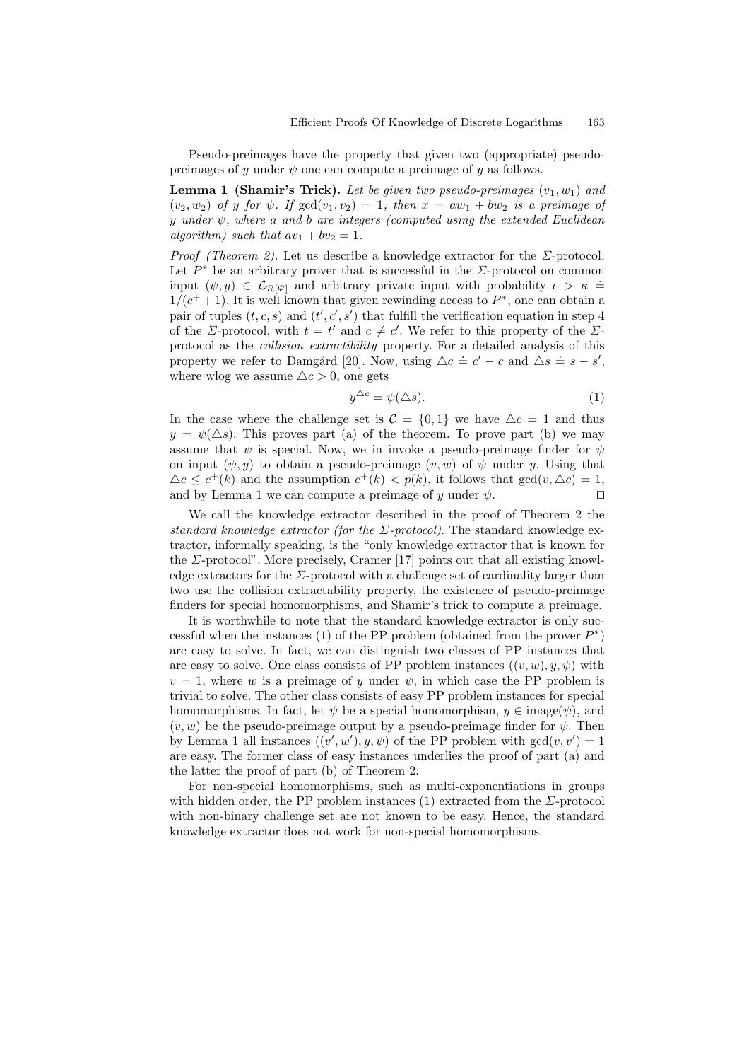Pseudo-preimages have the property that given two (appropriate) pseudo-preimages of $y$ under $\psi$ one can compute a preimage of $y$ as follows.

**Lemma 1 (Shamir's Trick).** *Let be given two pseudo-preimages $(v_1, w_1)$ and $(v_2, w_2)$ of $y$ for $\psi$. If $\gcd(v_1, v_2) = 1$, then $x = aw_1 + bw_2$ is a preimage of $y$ under $\psi$, where $a$ and $b$ are integers (computed using the extended Euclidean algorithm) such that $av_1 + bv_2 = 1$.*

*Proof (Theorem 2).* Let us describe a knowledge extractor for the $\Sigma$-protocol. Let $P^*$ be an arbitrary prover that is successful in the $\Sigma$-protocol on common input $(\psi, y) \in \mathcal{L}_{\mathcal{R}[\Psi]}$ and arbitrary private input with probability $\epsilon > \kappa \doteq 1/(c^+ + 1)$. It is well known that given rewinding access to $P^*$, one can obtain a pair of tuples $(t, c, s)$ and $(t', c', s')$ that fulfill the verification equation in step 4 of the $\Sigma$-protocol, with $t = t'$ and $c \neq c'$. We refer to this property of the $\Sigma$-protocol as the *collision extractibility* property. For a detailed analysis of this property we refer to Damgård [20]. Now, using $\triangle c \doteq c' - c$ and $\triangle s \doteq s - s'$, where wlog we assume $\triangle c > 0$, one gets

$$y^{\triangle c} = \psi(\triangle s). \tag{1}$$

In the case where the challenge set is $\mathcal{C} = \{0, 1\}$ we have $\triangle c = 1$ and thus $y = \psi(\triangle s)$. This proves part (a) of the theorem. To prove part (b) we may assume that $\psi$ is special. Now, we in invoke a pseudo-preimage finder for $\psi$ on input $(\psi, y)$ to obtain a pseudo-preimage $(v, w)$ of $\psi$ under $y$. Using that $\triangle c \leq c^+(k)$ and the assumption $c^+(k) < p(k)$, it follows that $\gcd(v, \triangle c) = 1$, and by Lemma 1 we can compute a preimage of $y$ under $\psi$. $\square$

We call the knowledge extractor described in the proof of Theorem 2 the *standard knowledge extractor (for the $\Sigma$-protocol)*. The standard knowledge extractor, informally speaking, is the "only knowledge extractor that is known for the $\Sigma$-protocol". More precisely, Cramer [17] points out that all existing knowledge extractors for the $\Sigma$-protocol with a challenge set of cardinality larger than two use the collision extractability property, the existence of pseudo-preimage finders for special homomorphisms, and Shamir's trick to compute a preimage.

It is worthwhile to note that the standard knowledge extractor is only successful when the instances (1) of the PP problem (obtained from the prover $P^*$) are easy to solve. In fact, we can distinguish two classes of PP instances that are easy to solve. One class consists of PP problem instances $((v, w), y, \psi)$ with $v = 1$, where $w$ is a preimage of $y$ under $\psi$, in which case the PP problem is trivial to solve. The other class consists of easy PP problem instances for special homomorphisms. In fact, let $\psi$ be a special homomorphism, $y \in \text{image}(\psi)$, and $(v, w)$ be the pseudo-preimage output by a pseudo-preimage finder for $\psi$. Then by Lemma 1 all instances $((v', w'), y, \psi)$ of the PP problem with $\gcd(v, v') = 1$ are easy. The former class of easy instances underlies the proof of part (a) and the latter the proof of part (b) of Theorem 2.

For non-special homomorphisms, such as multi-exponentiations in groups with hidden order, the PP problem instances (1) extracted from the $\Sigma$-protocol with non-binary challenge set are not known to be easy. Hence, the standard knowledge extractor does not work for non-special homomorphisms.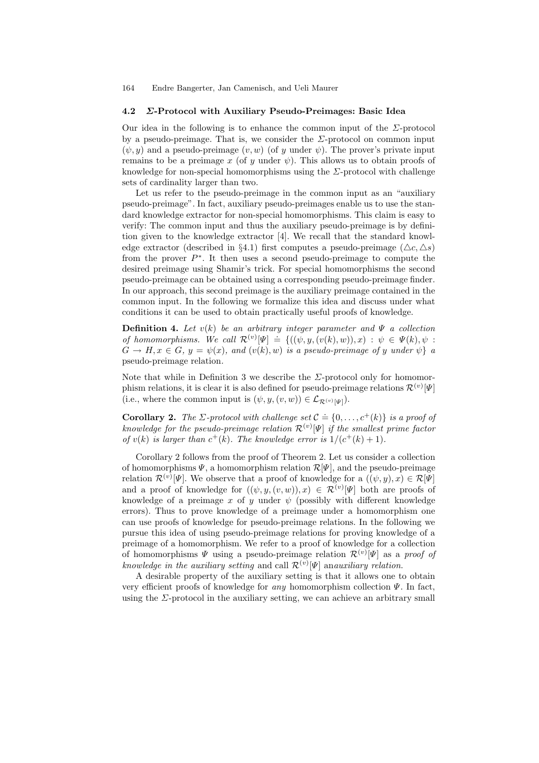### 4.2 $\Sigma$-Protocol with Auxiliary Pseudo-Preimages: Basic Idea

Our idea in the following is to enhance the common input of the $\Sigma$-protocol by a pseudo-preimage. That is, we consider the $\Sigma$-protocol on common input $(\psi, y)$ and a pseudo-preimage $(v, w)$ (of $y$ under $\psi$). The prover's private input remains to be a preimage $x$ (of $y$ under $\psi$). This allows us to obtain proofs of knowledge for non-special homomorphisms using the $\Sigma$-protocol with challenge sets of cardinality larger than two.

Let us refer to the pseudo-preimage in the common input as an "auxiliary pseudo-preimage". In fact, auxiliary pseudo-preimages enable us to use the standard knowledge extractor for non-special homomorphisms. This claim is easy to verify: The common input and thus the auxiliary pseudo-preimage is by definition given to the knowledge extractor [4]. We recall that the standard knowledge extractor (described in §4.1) first computes a pseudo-preimage $(\triangle c, \triangle s)$ from the prover $P^*$. It then uses a second pseudo-preimage to compute the desired preimage using Shamir's trick. For special homomorphisms the second pseudo-preimage can be obtained using a corresponding pseudo-preimage finder. In our approach, this second preimage is the auxiliary preimage contained in the common input. In the following we formalize this idea and discuss under what conditions it can be used to obtain practically useful proofs of knowledge.

**Definition 4.** *Let $v(k)$ be an arbitrary integer parameter and $\Psi$ a collection of homomorphisms. We call $\mathcal{R}^{(v)}[\Psi] \doteq \{((\psi, y, (v(k), w)), x) : \psi \in \Psi(k), \psi : G \to H, x \in G,\ y = \psi(x),$ and $(v(k), w)$ is a pseudo-preimage of $y$ under $\psi\}$ a pseudo-preimage relation.*

Note that while in Definition 3 we describe the $\Sigma$-protocol only for homomorphism relations, it is clear it is also defined for pseudo-preimage relations $\mathcal{R}^{(v)}[\Psi]$ (i.e., where the common input is $(\psi, y, (v, w)) \in \mathcal{L}_{\mathcal{R}^{(v)}[\Psi]}$).

**Corollary 2.** *The $\Sigma$-protocol with challenge set $\mathcal{C} \doteq \{0, \ldots, c^+(k)\}$ is a proof of knowledge for the pseudo-preimage relation $\mathcal{R}^{(v)}[\Psi]$ if the smallest prime factor of $v(k)$ is larger than $c^+(k)$. The knowledge error is $1/(c^+(k) + 1)$.*

Corollary 2 follows from the proof of Theorem 2. Let us consider a collection of homomorphisms $\Psi$, a homomorphism relation $\mathcal{R}[\Psi]$, and the pseudo-preimage relation $\mathcal{R}^{(v)}[\Psi]$. We observe that a proof of knowledge for a $((\psi, y), x) \in \mathcal{R}[\Psi]$ and a proof of knowledge for $((\psi, y, (v, w)), x) \in \mathcal{R}^{(v)}[\Psi]$ both are proofs of knowledge of a preimage $x$ of $y$ under $\psi$ (possibly with different knowledge errors). Thus to prove knowledge of a preimage under a homomorphism one can use proofs of knowledge for pseudo-preimage relations. In the following we pursue this idea of using pseudo-preimage relations for proving knowledge of a preimage of a homomorphism. We refer to a proof of knowledge for a collection of homomorphisms $\Psi$ using a pseudo-preimage relation $\mathcal{R}^{(v)}[\Psi]$ as a *proof of knowledge in the auxiliary setting* and call $\mathcal{R}^{(v)}[\Psi]$ an*auxiliary relation*.

A desirable property of the auxiliary setting is that it allows one to obtain very efficient proofs of knowledge for *any* homomorphism collection $\Psi$. In fact, using the $\Sigma$-protocol in the auxiliary setting, we can achieve an arbitrary small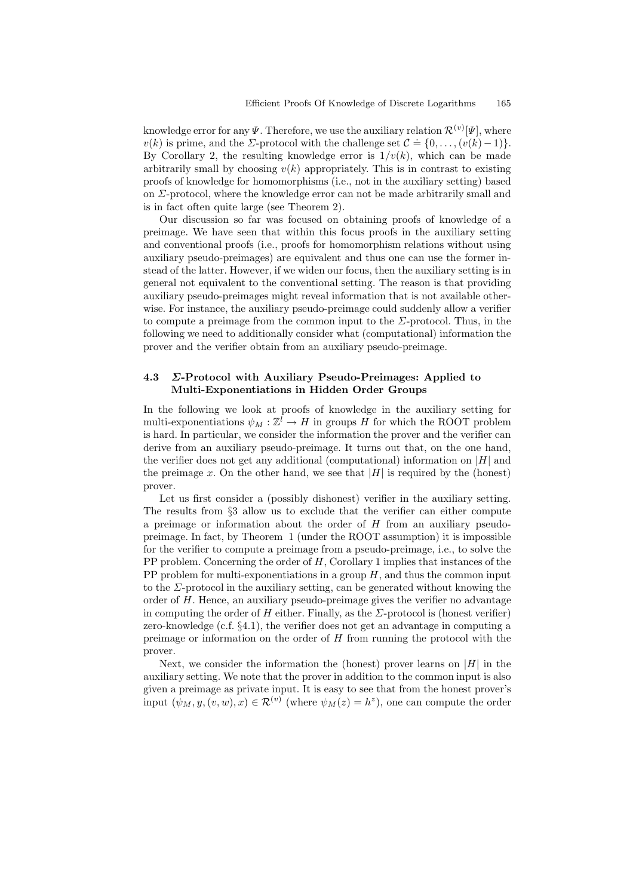knowledge error for any $\Psi$. Therefore, we use the auxiliary relation $\mathcal{R}^{(v)}[\Psi]$, where $v(k)$ is prime, and the $\Sigma$-protocol with the challenge set $\mathcal{C} \doteq \{0, \ldots, (v(k)-1)\}$. By Corollary 2, the resulting knowledge error is $1/v(k)$, which can be made arbitrarily small by choosing $v(k)$ appropriately. This is in contrast to existing proofs of knowledge for homomorphisms (i.e., not in the auxiliary setting) based on $\Sigma$-protocol, where the knowledge error can not be made arbitrarily small and is in fact often quite large (see Theorem 2).

Our discussion so far was focused on obtaining proofs of knowledge of a preimage. We have seen that within this focus proofs in the auxiliary setting and conventional proofs (i.e., proofs for homomorphism relations without using auxiliary pseudo-preimages) are equivalent and thus one can use the former instead of the latter. However, if we widen our focus, then the auxiliary setting is in general not equivalent to the conventional setting. The reason is that providing auxiliary pseudo-preimages might reveal information that is not available otherwise. For instance, the auxiliary pseudo-preimage could suddenly allow a verifier to compute a preimage from the common input to the $\Sigma$-protocol. Thus, in the following we need to additionally consider what (computational) information the prover and the verifier obtain from an auxiliary pseudo-preimage.

### 4.3 $\Sigma$-Protocol with Auxiliary Pseudo-Preimages: Applied to Multi-Exponentiations in Hidden Order Groups

In the following we look at proofs of knowledge in the auxiliary setting for multi-exponentiations $\psi_M : \mathbb{Z}^l \to H$ in groups $H$ for which the ROOT problem is hard. In particular, we consider the information the prover and the verifier can derive from an auxiliary pseudo-preimage. It turns out that, on the one hand, the verifier does not get any additional (computational) information on $|H|$ and the preimage $x$. On the other hand, we see that $|H|$ is required by the (honest) prover.

Let us first consider a (possibly dishonest) verifier in the auxiliary setting. The results from §3 allow us to exclude that the verifier can either compute a preimage or information about the order of $H$ from an auxiliary pseudo-preimage. In fact, by Theorem 1 (under the ROOT assumption) it is impossible for the verifier to compute a preimage from a pseudo-preimage, i.e., to solve the PP problem. Concerning the order of $H$, Corollary 1 implies that instances of the PP problem for multi-exponentiations in a group $H$, and thus the common input to the $\Sigma$-protocol in the auxiliary setting, can be generated without knowing the order of $H$. Hence, an auxiliary pseudo-preimage gives the verifier no advantage in computing the order of $H$ either. Finally, as the $\Sigma$-protocol is (honest verifier) zero-knowledge (c.f. §4.1), the verifier does not get an advantage in computing a preimage or information on the order of $H$ from running the protocol with the prover.

Next, we consider the information the (honest) prover learns on $|H|$ in the auxiliary setting. We note that the prover in addition to the common input is also given a preimage as private input. It is easy to see that from the honest prover's input $(\psi_M, y, (v, w), x) \in \mathcal{R}^{(v)}$ (where $\psi_M(z) = h^z$), one can compute the order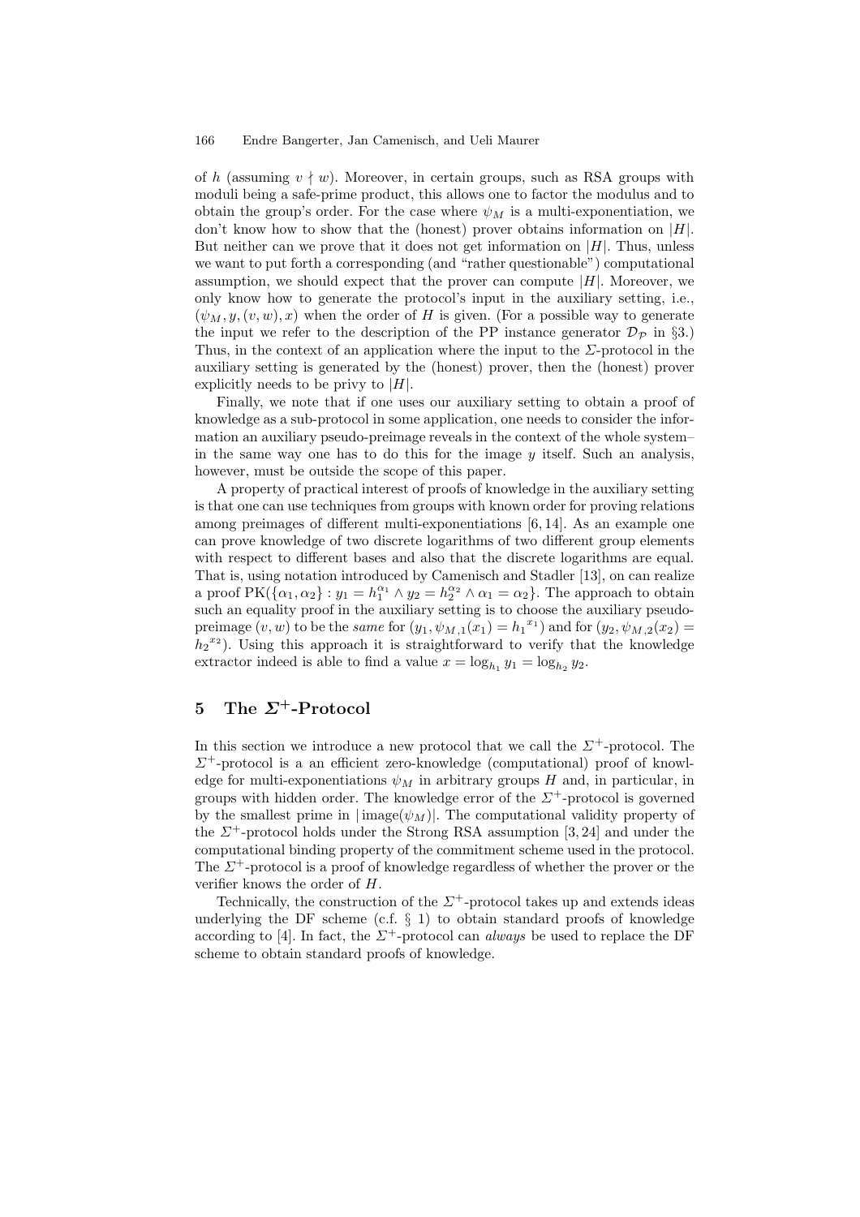of $h$ (assuming $v \nmid w$). Moreover, in certain groups, such as RSA groups with moduli being a safe-prime product, this allows one to factor the modulus and to obtain the group's order. For the case where $\psi_M$ is a multi-exponentiation, we don't know how to show that the (honest) prover obtains information on $|H|$. But neither can we prove that it does not get information on $|H|$. Thus, unless we want to put forth a corresponding (and "rather questionable") computational assumption, we should expect that the prover can compute $|H|$. Moreover, we only know how to generate the protocol's input in the auxiliary setting, i.e., $(\psi_M, y, (v, w), x)$ when the order of $H$ is given. (For a possible way to generate the input we refer to the description of the PP instance generator $\mathcal{D}_\mathcal{P}$ in §3.) Thus, in the context of an application where the input to the $\Sigma$-protocol in the auxiliary setting is generated by the (honest) prover, then the (honest) prover explicitly needs to be privy to $|H|$.

Finally, we note that if one uses our auxiliary setting to obtain a proof of knowledge as a sub-protocol in some application, one needs to consider the information an auxiliary pseudo-preimage reveals in the context of the whole system– in the same way one has to do this for the image $y$ itself. Such an analysis, however, must be outside the scope of this paper.

A property of practical interest of proofs of knowledge in the auxiliary setting is that one can use techniques from groups with known order for proving relations among preimages of different multi-exponentiations [6, 14]. As an example one can prove knowledge of two discrete logarithms of two different group elements with respect to different bases and also that the discrete logarithms are equal. That is, using notation introduced by Camenisch and Stadler [13], on can realize a proof $\mathrm{PK}(\{\alpha_1, \alpha_2\} : y_1 = h_1^{\alpha_1} \wedge y_2 = h_2^{\alpha_2} \wedge \alpha_1 = \alpha_2\}$. The approach to obtain such an equality proof in the auxiliary setting is to choose the auxiliary pseudo-preimage $(v, w)$ to be the *same* for $(y_1, \psi_{M,1}(x_1) = {h_1}^{x_1})$ and for $(y_2, \psi_{M,2}(x_2) = {h_2}^{x_2})$. Using this approach it is straightforward to verify that the knowledge extractor indeed is able to find a value $x = \log_{h_1} y_1 = \log_{h_2} y_2$.

## 5 The $\Sigma^+$-Protocol

In this section we introduce a new protocol that we call the $\Sigma^+$-protocol. The $\Sigma^+$-protocol is a an efficient zero-knowledge (computational) proof of knowledge for multi-exponentiations $\psi_M$ in arbitrary groups $H$ and, in particular, in groups with hidden order. The knowledge error of the $\Sigma^+$-protocol is governed by the smallest prime in $|\operatorname{image}(\psi_M)|$. The computational validity property of the $\Sigma^+$-protocol holds under the Strong RSA assumption [3, 24] and under the computational binding property of the commitment scheme used in the protocol. The $\Sigma^+$-protocol is a proof of knowledge regardless of whether the prover or the verifier knows the order of $H$.

Technically, the construction of the $\Sigma^+$-protocol takes up and extends ideas underlying the DF scheme (c.f. § 1) to obtain standard proofs of knowledge according to [4]. In fact, the $\Sigma^+$-protocol can *always* be used to replace the DF scheme to obtain standard proofs of knowledge.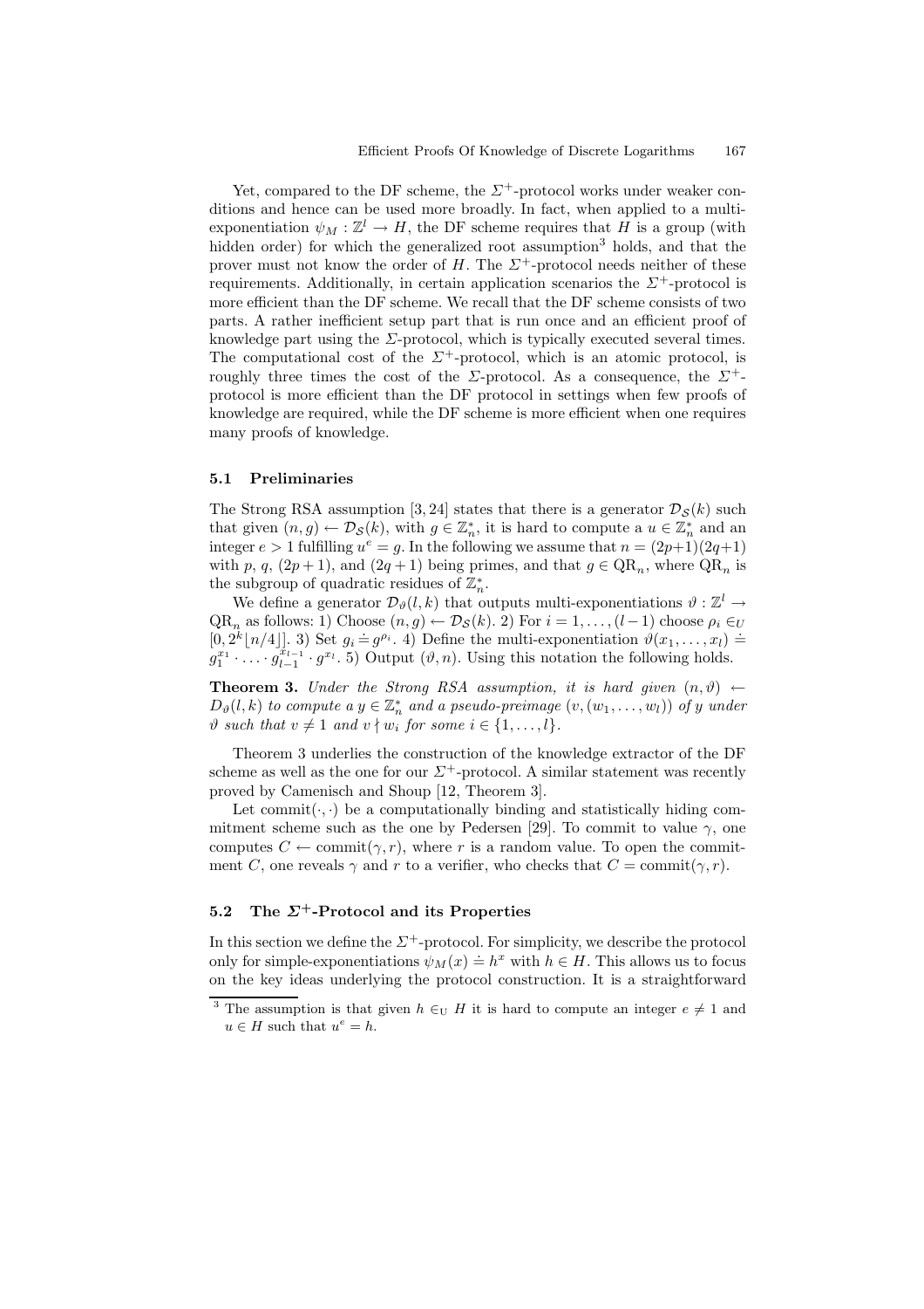Yet, compared to the DF scheme, the $\Sigma^+$-protocol works under weaker conditions and hence can be used more broadly. In fact, when applied to a multi-exponentiation $\psi_M : \mathbb{Z}^l \to H$, the DF scheme requires that $H$ is a group (with hidden order) for which the generalized root assumption[3] holds, and that the prover must not know the order of $H$. The $\Sigma^+$-protocol needs neither of these requirements. Additionally, in certain application scenarios the $\Sigma^+$-protocol is more efficient than the DF scheme. We recall that the DF scheme consists of two parts. A rather inefficient setup part that is run once and an efficient proof of knowledge part using the $\Sigma$-protocol, which is typically executed several times. The computational cost of the $\Sigma^+$-protocol, which is an atomic protocol, is roughly three times the cost of the $\Sigma$-protocol. As a consequence, the $\Sigma^+$-protocol is more efficient than the DF protocol in settings when few proofs of knowledge are required, while the DF scheme is more efficient when one requires many proofs of knowledge.

### 5.1 Preliminaries

The Strong RSA assumption [3, 24] states that there is a generator $\mathcal{D}_\mathcal{S}(k)$ such that given $(n, g) \leftarrow \mathcal{D}_\mathcal{S}(k)$, with $g \in \mathbb{Z}_n^*$, it is hard to compute a $u \in \mathbb{Z}_n^*$ and an integer $e > 1$ fulfilling $u^e = g$. In the following we assume that $n = (2p+1)(2q+1)$ with $p$, $q$, $(2p+1)$, and $(2q+1)$ being primes, and that $g \in \mathrm{QR}_n$, where $\mathrm{QR}_n$ is the subgroup of quadratic residues of $\mathbb{Z}_n^*$.

We define a generator $\mathcal{D}_\vartheta(l, k)$ that outputs multi-exponentiations $\vartheta : \mathbb{Z}^l \to \mathrm{QR}_n$ as follows: 1) Choose $(n, g) \leftarrow \mathcal{D}_\mathcal{S}(k)$. 2) For $i = 1, \ldots, (l-1)$ choose $\rho_i \in_U [0, 2^k\lfloor n/4 \rfloor]$. 3) Set $g_i \doteq g^{\rho_i}$. 4) Define the multi-exponentiation $\vartheta(x_1, \ldots, x_l) \doteq g_1^{x_1} \cdot \ldots \cdot g_{l-1}^{x_{l-1}} \cdot g^{x_l}$. 5) Output $(\vartheta, n)$. Using this notation the following holds.

**Theorem 3.** *Under the Strong RSA assumption, it is hard given $(n, \vartheta) \leftarrow D_\vartheta(l, k)$ to compute a $y \in \mathbb{Z}_n^*$ and a pseudo-preimage $(v, (w_1, \ldots, w_l))$ of $y$ under $\vartheta$ such that $v \neq 1$ and $v \nmid w_i$ for some $i \in \{1, \ldots, l\}$.*

Theorem 3 underlies the construction of the knowledge extractor of the DF scheme as well as the one for our $\Sigma^+$-protocol. A similar statement was recently proved by Camenisch and Shoup [12, Theorem 3].

Let $\mathrm{commit}(\cdot, \cdot)$ be a computationally binding and statistically hiding commitment scheme such as the one by Pedersen [29]. To commit to value $\gamma$, one computes $C \leftarrow \mathrm{commit}(\gamma, r)$, where $r$ is a random value. To open the commitment $C$, one reveals $\gamma$ and $r$ to a verifier, who checks that $C = \mathrm{commit}(\gamma, r)$.

### 5.2 The $\Sigma^+$-Protocol and its Properties

In this section we define the $\Sigma^+$-protocol. For simplicity, we describe the protocol only for simple-exponentiations $\psi_M(x) \doteq h^x$ with $h \in H$. This allows us to focus on the key ideas underlying the protocol construction. It is a straightforward

[3] The assumption is that given $h \in_U H$ it is hard to compute an integer $e \neq 1$ and $u \in H$ such that $u^e = h$.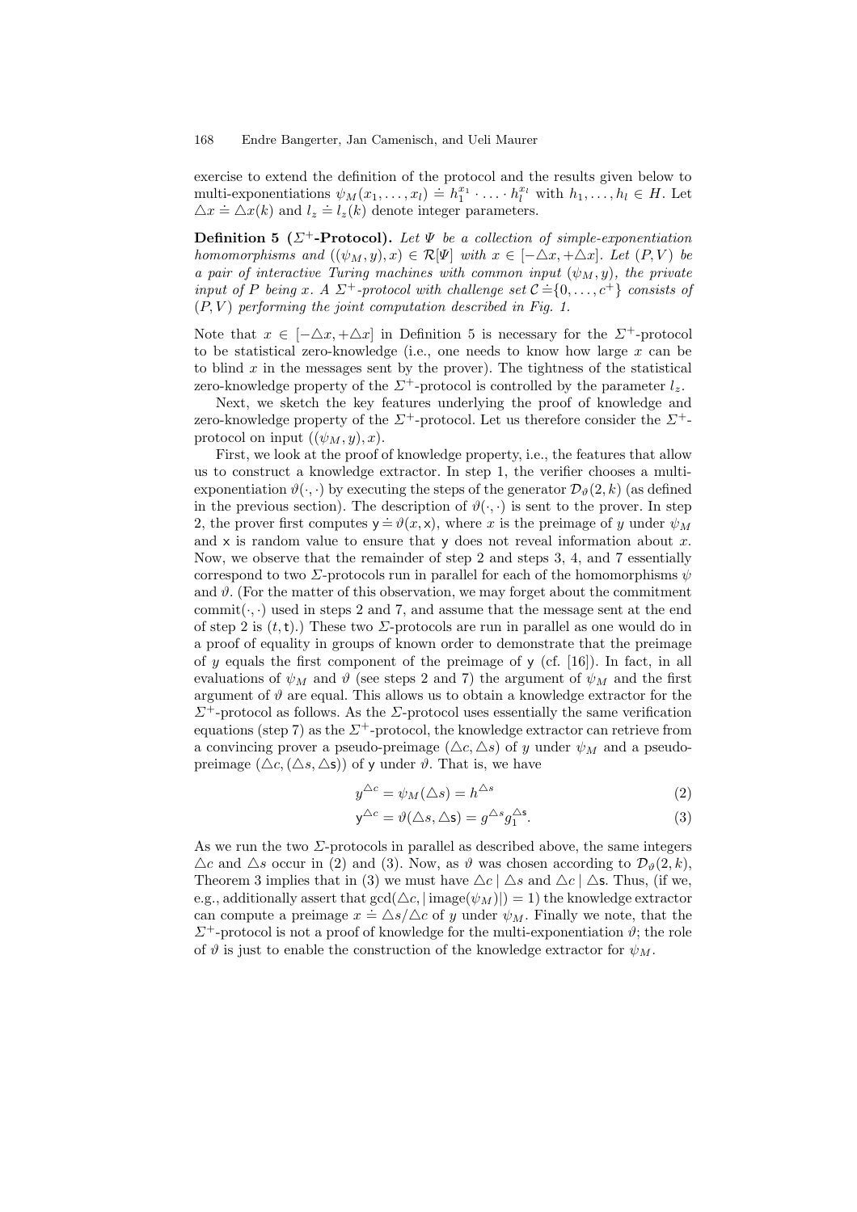exercise to extend the definition of the protocol and the results given below to multi-exponentiations $\psi_M(x_1, \ldots, x_l) \doteq h_1^{x_1} \cdot \ldots \cdot h_l^{x_l}$ with $h_1, \ldots, h_l \in H$. Let $\triangle x \doteq \triangle x(k)$ and $l_z \doteq l_z(k)$ denote integer parameters.

**Definition 5 ($\Sigma^+$-Protocol).** *Let $\Psi$ be a collection of simple-exponentiation homomorphisms and $((\psi_M, y), x) \in \mathcal{R}[\Psi]$ with $x \in [-\triangle x, +\triangle x]$. Let $(P, V)$ be a pair of interactive Turing machines with common input $(\psi_M, y)$, the private input of $P$ being $x$. A $\Sigma^+$-protocol with challenge set $\mathcal{C} \doteq \{0, \ldots, c^+\}$ consists of $(P, V)$ performing the joint computation described in Fig. 1.*

Note that $x \in [-\triangle x, +\triangle x]$ in Definition 5 is necessary for the $\Sigma^+$-protocol to be statistical zero-knowledge (i.e., one needs to know how large $x$ can be to blind $x$ in the messages sent by the prover). The tightness of the statistical zero-knowledge property of the $\Sigma^+$-protocol is controlled by the parameter $l_z$.

Next, we sketch the key features underlying the proof of knowledge and zero-knowledge property of the $\Sigma^+$-protocol. Let us therefore consider the $\Sigma^+$-protocol on input $((\psi_M, y), x)$.

First, we look at the proof of knowledge property, i.e., the features that allow us to construct a knowledge extractor. In step 1, the verifier chooses a multi-exponentiation $\vartheta(\cdot, \cdot)$ by executing the steps of the generator $\mathcal{D}_\vartheta(2, k)$ (as defined in the previous section). The description of $\vartheta(\cdot, \cdot)$ is sent to the prover. In step 2, the prover first computes $\mathsf{y} \doteq \vartheta(x, \mathsf{x})$, where $x$ is the preimage of $y$ under $\psi_M$ and $\mathsf{x}$ is random value to ensure that $\mathsf{y}$ does not reveal information about $x$. Now, we observe that the remainder of step 2 and steps 3, 4, and 7 essentially correspond to two $\Sigma$-protocols run in parallel for each of the homomorphisms $\psi$ and $\vartheta$. (For the matter of this observation, we may forget about the commitment $\text{commit}(\cdot, \cdot)$ used in steps 2 and 7, and assume that the message sent at the end of step 2 is $(t, \mathsf{t})$.) These two $\Sigma$-protocols are run in parallel as one would do in a proof of equality in groups of known order to demonstrate that the preimage of $y$ equals the first component of the preimage of $\mathsf{y}$ (cf. [16]). In fact, in all evaluations of $\psi_M$ and $\vartheta$ (see steps 2 and 7) the argument of $\psi_M$ and the first argument of $\vartheta$ are equal. This allows us to obtain a knowledge extractor for the $\Sigma^+$-protocol as follows. As the $\Sigma$-protocol uses essentially the same verification equations (step 7) as the $\Sigma^+$-protocol, the knowledge extractor can retrieve from a convincing prover a pseudo-preimage $(\triangle c, \triangle s)$ of $y$ under $\psi_M$ and a pseudo-preimage $(\triangle c, (\triangle s, \triangle \mathsf{s}))$ of $\mathsf{y}$ under $\vartheta$. That is, we have

$$y^{\triangle c} = \psi_M(\triangle s) = h^{\triangle s} \tag{2}$$

$$\mathsf{y}^{\triangle c} = \vartheta(\triangle s, \triangle \mathsf{s}) = g^{\triangle s} g_1^{\triangle \mathsf{s}}. \tag{3}$$

As we run the two $\Sigma$-protocols in parallel as described above, the same integers $\triangle c$ and $\triangle s$ occur in (2) and (3). Now, as $\vartheta$ was chosen according to $\mathcal{D}_\vartheta(2, k)$, Theorem 3 implies that in (3) we must have $\triangle c \mid \triangle s$ and $\triangle c \mid \triangle \mathsf{s}$. Thus, (if we, e.g., additionally assert that $\gcd(\triangle c, |\operatorname{image}(\psi_M)|) = 1$) the knowledge extractor can compute a preimage $x \doteq \triangle s / \triangle c$ of $y$ under $\psi_M$. Finally we note, that the $\Sigma^+$-protocol is not a proof of knowledge for the multi-exponentiation $\vartheta$; the role of $\vartheta$ is just to enable the construction of the knowledge extractor for $\psi_M$.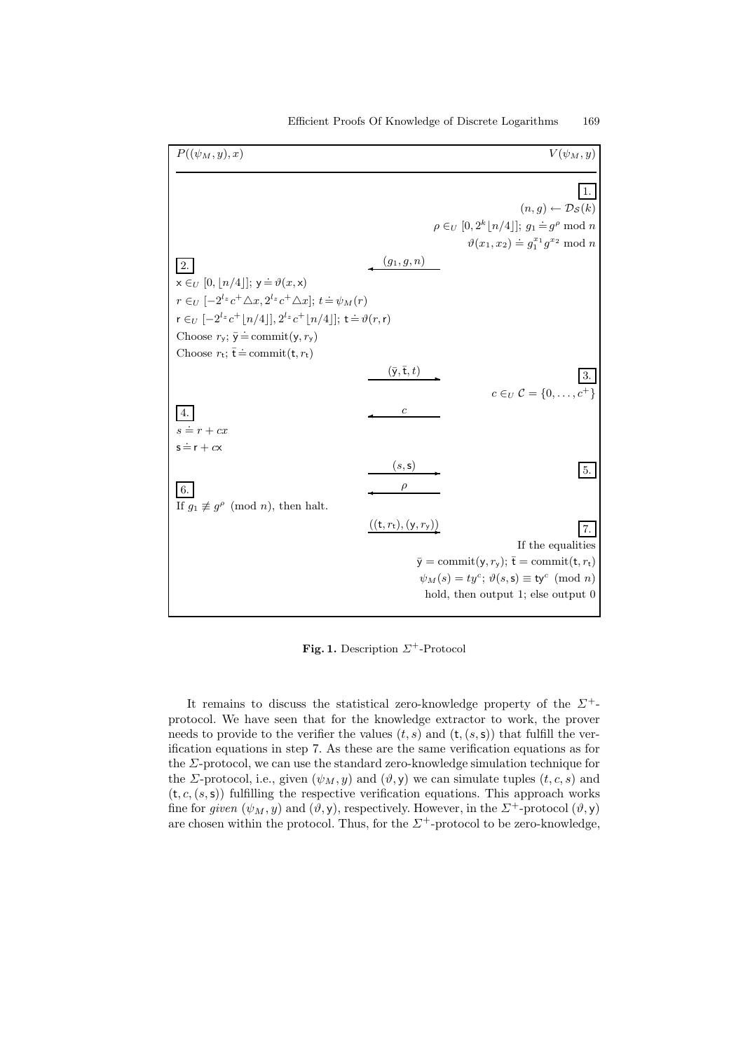| $P((\psi_M, y), x)$ | | $V(\psi_M, y)$ |
|---|---|---|
| | | 1. |
| | | $(n, g) \leftarrow \mathcal{D}_\mathcal{S}(k)$ |
| | | $\rho \in_U [0, 2^k \lfloor n/4 \rfloor]$; $g_1 \doteq g^\rho \bmod n$ |
| | | $\vartheta(x_1, x_2) \doteq g_1^{x_1} g^{x_2} \bmod n$ |
| 2. | $\xleftarrow{(g_1, g, n)}$ | |
| $\mathsf{x} \in_U [0, \lfloor n/4 \rfloor]$; $\mathsf{y} \doteq \vartheta(x, \mathsf{x})$ | | |
| $r \in_U [-2^{l_z} c^+ \triangle x, 2^{l_z} c^+ \triangle x]$; $t \doteq \psi_M(r)$ | | |
| $\mathsf{r} \in_U [-2^{l_z} c^+ \lfloor n/4 \rfloor], 2^{l_z} c^+ \lfloor n/4 \rfloor]$; $\mathsf{t} \doteq \vartheta(r, \mathsf{r})$ | | |
| Choose $r_\mathsf{y}$; $\bar{\mathsf{y}} \doteq \mathrm{commit}(\mathsf{y}, r_\mathsf{y})$ | | |
| Choose $r_\mathsf{t}$; $\bar{\mathsf{t}} \doteq \mathrm{commit}(\mathsf{t}, r_\mathsf{t})$ | | |
| | $\xrightarrow{(\bar{\mathsf{y}}, \bar{\mathsf{t}}, t)}$ | 3. |
| | | $c \in_U \mathcal{C} = \{0, \ldots, c^+\}$ |
| 4. | $\xleftarrow{c}$ | |
| $s \doteq r + cx$ | | |
| $\mathsf{s} \doteq \mathsf{r} + c\mathsf{x}$ | | |
| | $\xrightarrow{(s, \mathsf{s})}$ | 5. |
| 6. | $\xleftarrow{\rho}$ | |
| If $g_1 \not\equiv g^\rho \pmod n$, then halt. | | |
| | $\xrightarrow{((\mathsf{t}, r_\mathsf{t}), (\mathsf{y}, r_\mathsf{y}))}$ | 7. |
| | | If the equalities |
| | | $\bar{\mathsf{y}} = \mathrm{commit}(\mathsf{y}, r_y)$; $\bar{\mathsf{t}} = \mathrm{commit}(\mathsf{t}, r_\mathsf{t})$ |
| | | $\psi_M(s) = ty^c$; $\vartheta(s, \mathsf{s}) \equiv \mathsf{t}\mathsf{y}^c \pmod n$ |
| | | hold, then output 1; else output 0 |

**Fig. 1.** Description $\Sigma^+$-Protocol

It remains to discuss the statistical zero-knowledge property of the $\Sigma^+$-protocol. We have seen that for the knowledge extractor to work, the prover needs to provide to the verifier the values $(t, s)$ and $(\mathsf{t}, (s, \mathsf{s}))$ that fulfill the verification equations in step 7. As these are the same verification equations as for the $\Sigma$-protocol, we can use the standard zero-knowledge simulation technique for the $\Sigma$-protocol, i.e., given $(\psi_M, y)$ and $(\vartheta, \mathsf{y})$ we can simulate tuples $(t, c, s)$ and $(\mathsf{t}, c, (s, \mathsf{s}))$ fulfilling the respective verification equations. This approach works fine for *given* $(\psi_M, y)$ and $(\vartheta, \mathsf{y})$, respectively. However, in the $\Sigma^+$-protocol $(\vartheta, \mathsf{y})$ are chosen within the protocol. Thus, for the $\Sigma^+$-protocol to be zero-knowledge,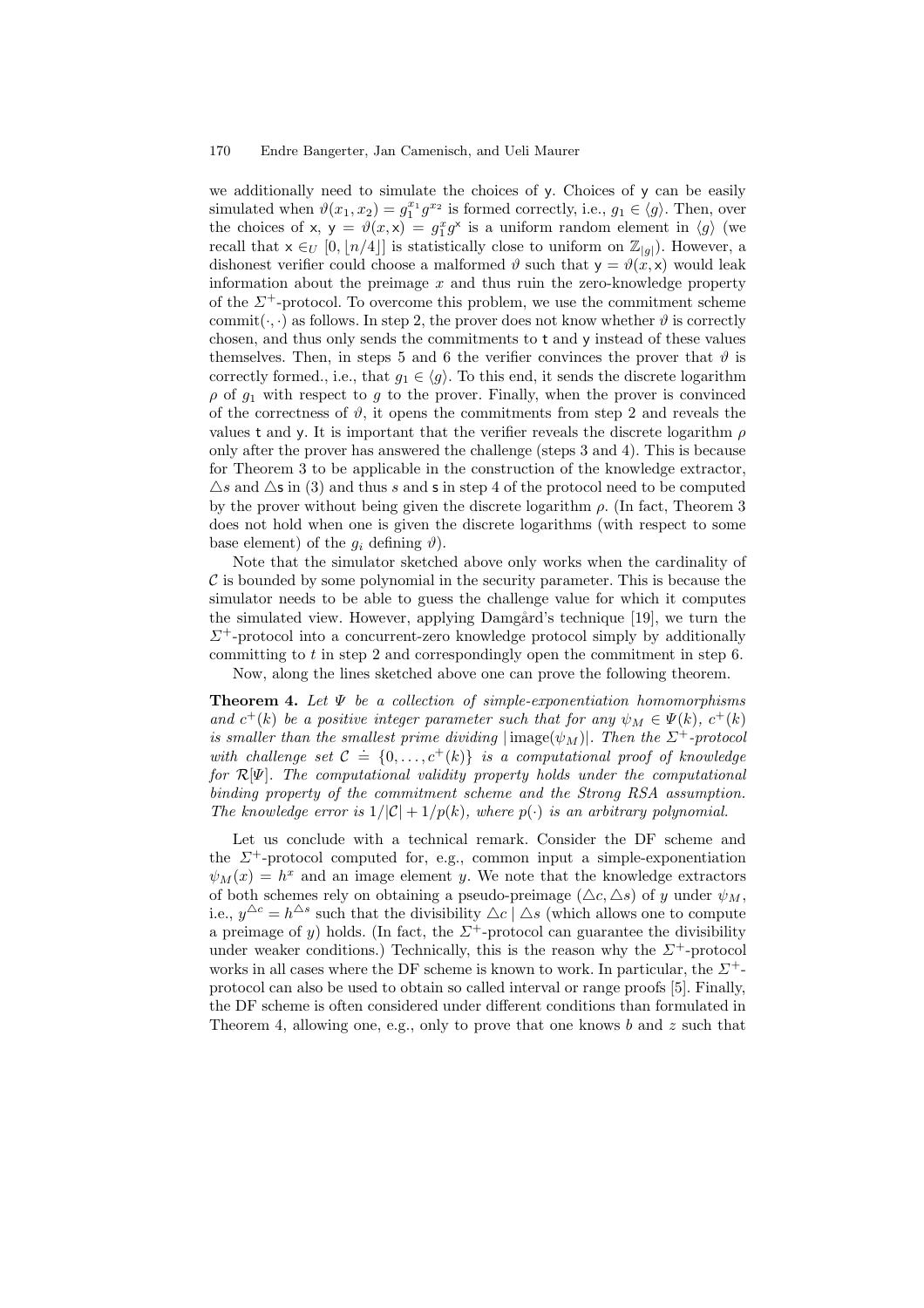we additionally need to simulate the choices of $\mathsf{y}$. Choices of $\mathsf{y}$ can be easily simulated when $\vartheta(x_1, x_2) = g_1^{x_1} g^{x_2}$ is formed correctly, i.e., $g_1 \in \langle g \rangle$. Then, over the choices of $\mathsf{x}$, $\mathsf{y} = \vartheta(x, \mathsf{x}) = g_1^x g^{\mathsf{x}}$ is a uniform random element in $\langle g \rangle$ (we recall that $\mathsf{x} \in_U [0, \lfloor n/4 \rfloor]$ is statistically close to uniform on $\mathbb{Z}_{|g|}$). However, a dishonest verifier could choose a malformed $\vartheta$ such that $\mathsf{y} = \vartheta(x, \mathsf{x})$ would leak information about the preimage $x$ and thus ruin the zero-knowledge property of the $\Sigma^+$-protocol. To overcome this problem, we use the commitment scheme $\mathrm{commit}(\cdot, \cdot)$ as follows. In step 2, the prover does not know whether $\vartheta$ is correctly chosen, and thus only sends the commitments to $\mathsf{t}$ and $\mathsf{y}$ instead of these values themselves. Then, in steps 5 and 6 the verifier convinces the prover that $\vartheta$ is correctly formed., i.e., that $g_1 \in \langle g \rangle$. To this end, it sends the discrete logarithm $\rho$ of $g_1$ with respect to $g$ to the prover. Finally, when the prover is convinced of the correctness of $\vartheta$, it opens the commitments from step 2 and reveals the values $\mathsf{t}$ and $\mathsf{y}$. It is important that the verifier reveals the discrete logarithm $\rho$ only after the prover has answered the challenge (steps 3 and 4). This is because for Theorem 3 to be applicable in the construction of the knowledge extractor, $\triangle s$ and $\triangle \mathsf{s}$ in (3) and thus $s$ and $\mathsf{s}$ in step 4 of the protocol need to be computed by the prover without being given the discrete logarithm $\rho$. (In fact, Theorem 3 does not hold when one is given the discrete logarithms (with respect to some base element) of the $g_i$ defining $\vartheta$).

Note that the simulator sketched above only works when the cardinality of $\mathcal{C}$ is bounded by some polynomial in the security parameter. This is because the simulator needs to be able to guess the challenge value for which it computes the simulated view. However, applying Damgård's technique [19], we turn the $\Sigma^+$-protocol into a concurrent-zero knowledge protocol simply by additionally committing to $t$ in step 2 and correspondingly open the commitment in step 6.

Now, along the lines sketched above one can prove the following theorem.

**Theorem 4.** *Let $\Psi$ be a collection of simple-exponentiation homomorphisms and $c^+(k)$ be a positive integer parameter such that for any $\psi_M \in \Psi(k)$, $c^+(k)$ is smaller than the smallest prime dividing $|\,\mathrm{image}(\psi_M)|$. Then the $\Sigma^+$-protocol with challenge set $\mathcal{C} \doteq \{0, \ldots, c^+(k)\}$ is a computational proof of knowledge for $\mathcal{R}[\Psi]$. The computational validity property holds under the computational binding property of the commitment scheme and the Strong RSA assumption. The knowledge error is $1/|\mathcal{C}| + 1/p(k)$, where $p(\cdot)$ is an arbitrary polynomial.*

Let us conclude with a technical remark. Consider the DF scheme and the $\Sigma^+$-protocol computed for, e.g., common input a simple-exponentiation $\psi_M(x) = h^x$ and an image element $y$. We note that the knowledge extractors of both schemes rely on obtaining a pseudo-preimage $(\triangle c, \triangle s)$ of $y$ under $\psi_M$, i.e., $y^{\triangle c} = h^{\triangle s}$ such that the divisibility $\triangle c \mid \triangle s$ (which allows one to compute a preimage of $y$) holds. (In fact, the $\Sigma^+$-protocol can guarantee the divisibility under weaker conditions.) Technically, this is the reason why the $\Sigma^+$-protocol works in all cases where the DF scheme is known to work. In particular, the $\Sigma^+$-protocol can also be used to obtain so called interval or range proofs [5]. Finally, the DF scheme is often considered under different conditions than formulated in Theorem 4, allowing one, e.g., only to prove that one knows $b$ and $z$ such that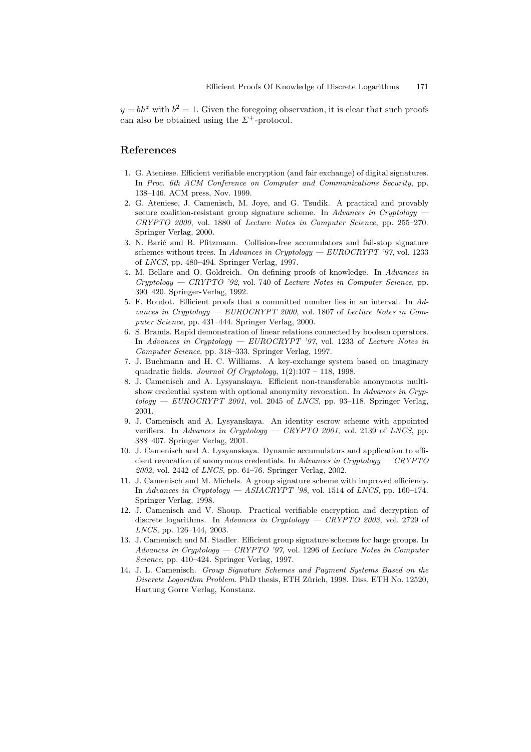$y = bh^z$ with $b^2 = 1$. Given the foregoing observation, it is clear that such proofs can also be obtained using the $\Sigma^+$-protocol.

## References

1. G. Ateniese. Efficient verifiable encryption (and fair exchange) of digital signatures. In *Proc. 6th ACM Conference on Computer and Communications Security*, pp. 138–146. ACM press, Nov. 1999.
2. G. Ateniese, J. Camenisch, M. Joye, and G. Tsudik. A practical and provably secure coalition-resistant group signature scheme. In *Advances in Cryptology — CRYPTO 2000*, vol. 1880 of *Lecture Notes in Computer Science*, pp. 255–270. Springer Verlag, 2000.
3. N. Barić and B. Pfitzmann. Collision-free accumulators and fail-stop signature schemes without trees. In *Advances in Cryptology — EUROCRYPT '97*, vol. 1233 of *LNCS*, pp. 480–494. Springer Verlag, 1997.
4. M. Bellare and O. Goldreich. On defining proofs of knowledge. In *Advances in Cryptology — CRYPTO '92*, vol. 740 of *Lecture Notes in Computer Science*, pp. 390–420. Springer-Verlag, 1992.
5. F. Boudot. Efficient proofs that a committed number lies in an interval. In *Advances in Cryptology — EUROCRYPT 2000*, vol. 1807 of *Lecture Notes in Computer Science*, pp. 431–444. Springer Verlag, 2000.
6. S. Brands. Rapid demonstration of linear relations connected by boolean operators. In *Advances in Cryptology — EUROCRYPT '97*, vol. 1233 of *Lecture Notes in Computer Science*, pp. 318–333. Springer Verlag, 1997.
7. J. Buchmann and H. C. Williams. A key-exchange system based on imaginary quadratic fields. *Journal Of Cryptology*, 1(2):107 – 118, 1998.
8. J. Camenisch and A. Lysyanskaya. Efficient non-transferable anonymous multi-show credential system with optional anonymity revocation. In *Advances in Cryptology — EUROCRYPT 2001*, vol. 2045 of *LNCS*, pp. 93–118. Springer Verlag, 2001.
9. J. Camenisch and A. Lysyanskaya. An identity escrow scheme with appointed verifiers. In *Advances in Cryptology — CRYPTO 2001*, vol. 2139 of *LNCS*, pp. 388–407. Springer Verlag, 2001.
10. J. Camenisch and A. Lysyanskaya. Dynamic accumulators and application to efficient revocation of anonymous credentials. In *Advances in Cryptology — CRYPTO 2002*, vol. 2442 of *LNCS*, pp. 61–76. Springer Verlag, 2002.
11. J. Camenisch and M. Michels. A group signature scheme with improved efficiency. In *Advances in Cryptology — ASIACRYPT '98*, vol. 1514 of *LNCS*, pp. 160–174. Springer Verlag, 1998.
12. J. Camenisch and V. Shoup. Practical verifiable encryption and decryption of discrete logarithms. In *Advances in Cryptology — CRYPTO 2003*, vol. 2729 of *LNCS*, pp. 126–144, 2003.
13. J. Camenisch and M. Stadler. Efficient group signature schemes for large groups. In *Advances in Cryptology — CRYPTO '97*, vol. 1296 of *Lecture Notes in Computer Science*, pp. 410–424. Springer Verlag, 1997.
14. J. L. Camenisch. *Group Signature Schemes and Payment Systems Based on the Discrete Logarithm Problem*. PhD thesis, ETH Zürich, 1998. Diss. ETH No. 12520, Hartung Gorre Verlag, Konstanz.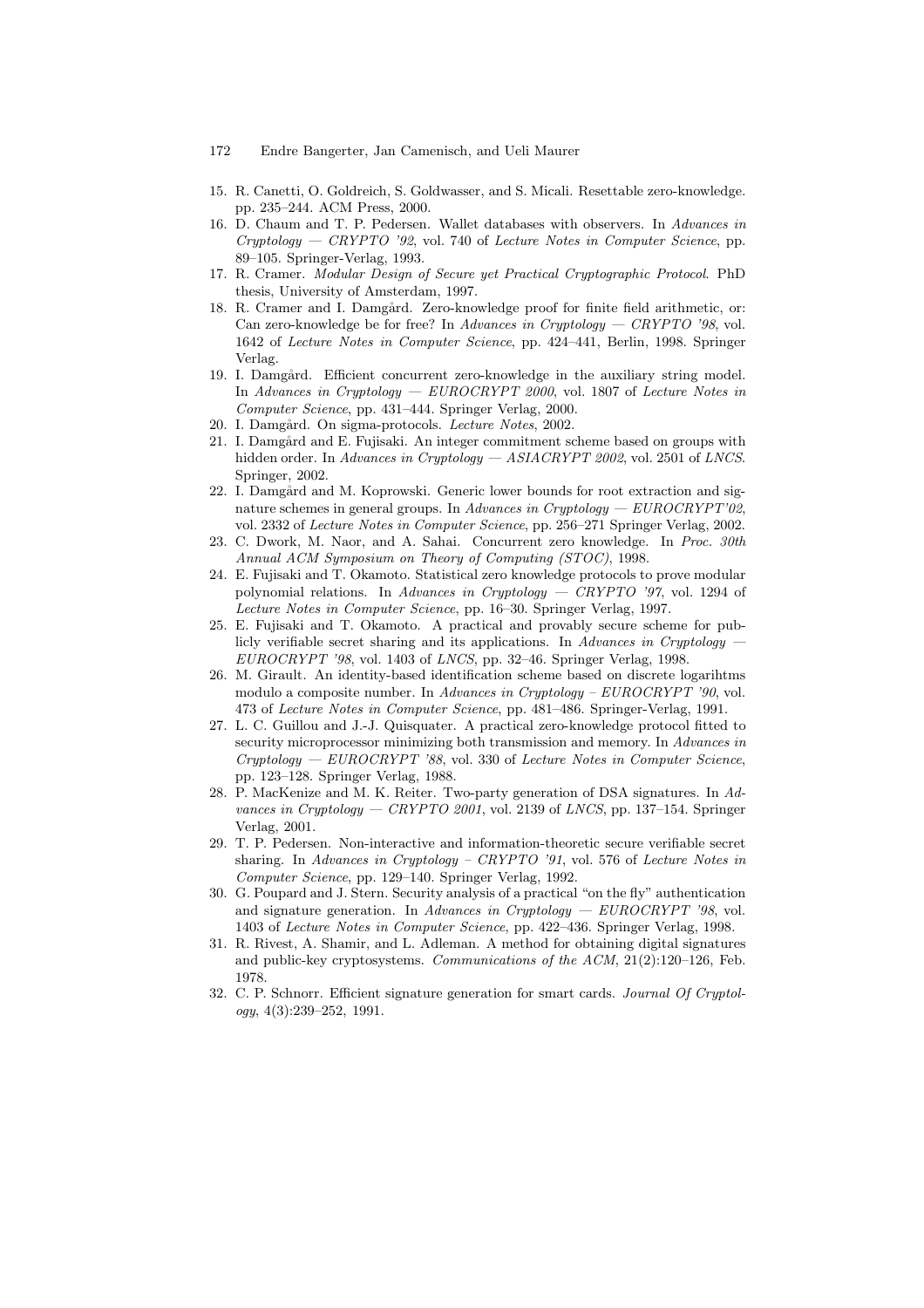15. R. Canetti, O. Goldreich, S. Goldwasser, and S. Micali. Resettable zero-knowledge. pp. 235–244. ACM Press, 2000.
16. D. Chaum and T. P. Pedersen. Wallet databases with observers. In *Advances in Cryptology — CRYPTO '92*, vol. 740 of *Lecture Notes in Computer Science*, pp. 89–105. Springer-Verlag, 1993.
17. R. Cramer. *Modular Design of Secure yet Practical Cryptographic Protocol*. PhD thesis, University of Amsterdam, 1997.
18. R. Cramer and I. Damgård. Zero-knowledge proof for finite field arithmetic, or: Can zero-knowledge be for free? In *Advances in Cryptology — CRYPTO '98*, vol. 1642 of *Lecture Notes in Computer Science*, pp. 424–441, Berlin, 1998. Springer Verlag.
19. I. Damgård. Efficient concurrent zero-knowledge in the auxiliary string model. In *Advances in Cryptology — EUROCRYPT 2000*, vol. 1807 of *Lecture Notes in Computer Science*, pp. 431–444. Springer Verlag, 2000.
20. I. Damgård. On sigma-protocols. *Lecture Notes*, 2002.
21. I. Damgård and E. Fujisaki. An integer commitment scheme based on groups with hidden order. In *Advances in Cryptology — ASIACRYPT 2002*, vol. 2501 of *LNCS*. Springer, 2002.
22. I. Damgård and M. Koprowski. Generic lower bounds for root extraction and signature schemes in general groups. In *Advances in Cryptology — EUROCRYPT'02*, vol. 2332 of *Lecture Notes in Computer Science*, pp. 256–271 Springer Verlag, 2002.
23. C. Dwork, M. Naor, and A. Sahai. Concurrent zero knowledge. In *Proc. 30th Annual ACM Symposium on Theory of Computing (STOC)*, 1998.
24. E. Fujisaki and T. Okamoto. Statistical zero knowledge protocols to prove modular polynomial relations. In *Advances in Cryptology — CRYPTO '97*, vol. 1294 of *Lecture Notes in Computer Science*, pp. 16–30. Springer Verlag, 1997.
25. E. Fujisaki and T. Okamoto. A practical and provably secure scheme for publicly verifiable secret sharing and its applications. In *Advances in Cryptology — EUROCRYPT '98*, vol. 1403 of *LNCS*, pp. 32–46. Springer Verlag, 1998.
26. M. Girault. An identity-based identification scheme based on discrete logarihtms modulo a composite number. In *Advances in Cryptology – EUROCRYPT '90*, vol. 473 of *Lecture Notes in Computer Science*, pp. 481–486. Springer-Verlag, 1991.
27. L. C. Guillou and J.-J. Quisquater. A practical zero-knowledge protocol fitted to security microprocessor minimizing both transmission and memory. In *Advances in Cryptology — EUROCRYPT '88*, vol. 330 of *Lecture Notes in Computer Science*, pp. 123–128. Springer Verlag, 1988.
28. P. MacKenize and M. K. Reiter. Two-party generation of DSA signatures. In *Advances in Cryptology — CRYPTO 2001*, vol. 2139 of *LNCS*, pp. 137–154. Springer Verlag, 2001.
29. T. P. Pedersen. Non-interactive and information-theoretic secure verifiable secret sharing. In *Advances in Cryptology – CRYPTO '91*, vol. 576 of *Lecture Notes in Computer Science*, pp. 129–140. Springer Verlag, 1992.
30. G. Poupard and J. Stern. Security analysis of a practical "on the fly" authentication and signature generation. In *Advances in Cryptology — EUROCRYPT '98*, vol. 1403 of *Lecture Notes in Computer Science*, pp. 422–436. Springer Verlag, 1998.
31. R. Rivest, A. Shamir, and L. Adleman. A method for obtaining digital signatures and public-key cryptosystems. *Communications of the ACM*, 21(2):120–126, Feb. 1978.
32. C. P. Schnorr. Efficient signature generation for smart cards. *Journal Of Cryptology*, 4(3):239–252, 1991.